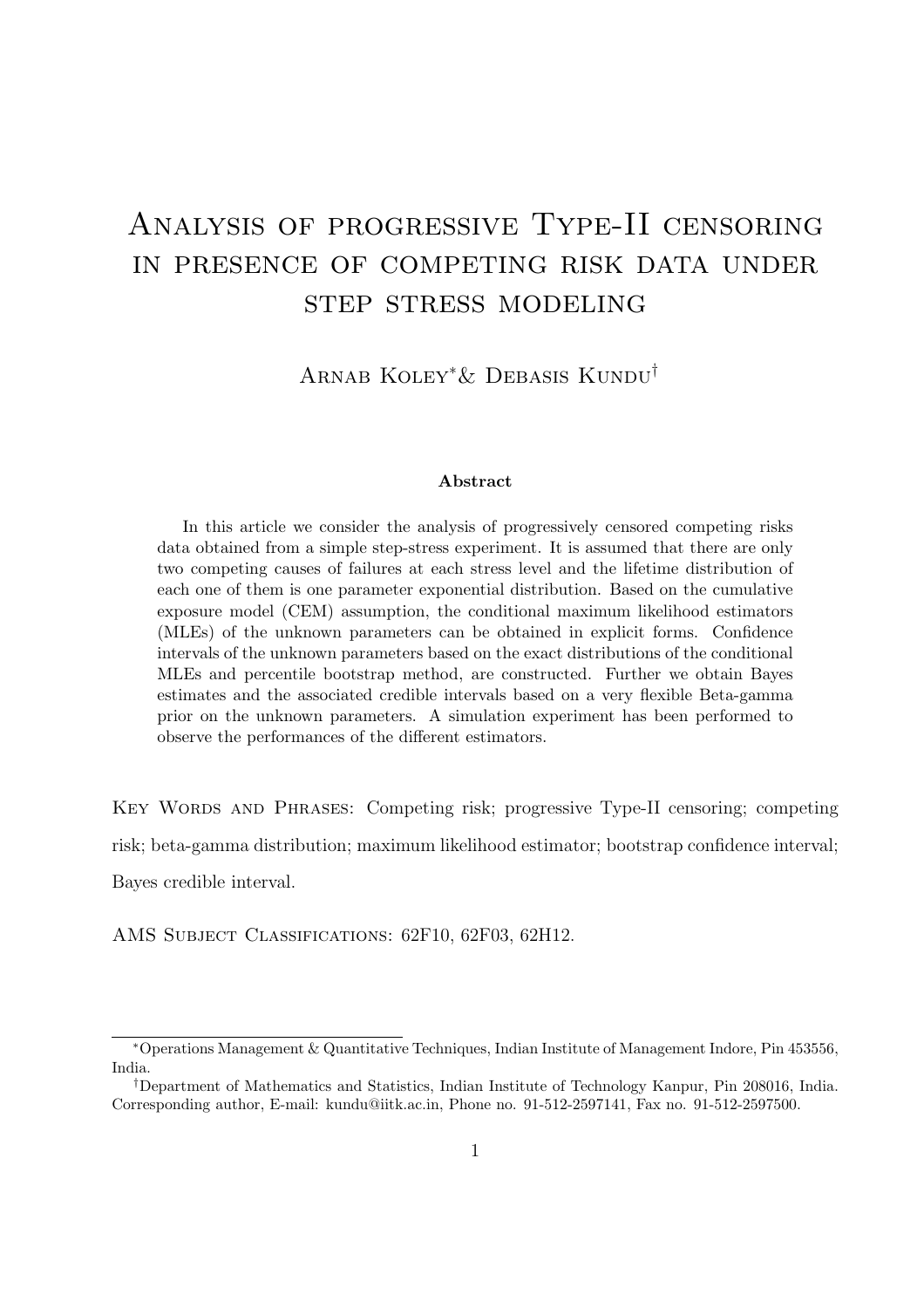# Analysis of progressive Type-II censoring in presence of competing risk data under step stress modeling

Arnab Koley[*] & Debasis Kundu[†]

**Abstract**

In this article we consider the analysis of progressively censored competing risks data obtained from a simple step-stress experiment. It is assumed that there are only two competing causes of failures at each stress level and the lifetime distribution of each one of them is one parameter exponential distribution. Based on the cumulative exposure model (CEM) assumption, the conditional maximum likelihood estimators (MLEs) of the unknown parameters can be obtained in explicit forms. Confidence intervals of the unknown parameters based on the exact distributions of the conditional MLEs and percentile bootstrap method, are constructed. Further we obtain Bayes estimates and the associated credible intervals based on a very flexible Beta-gamma prior on the unknown parameters. A simulation experiment has been performed to observe the performances of the different estimators.

Key Words and Phrases: Competing risk; progressive Type-II censoring; competing risk; beta-gamma distribution; maximum likelihood estimator; bootstrap confidence interval; Bayes credible interval.

AMS Subject Classifications: 62F10, 62F03, 62H12.

---

[*] Operations Management & Quantitative Techniques, Indian Institute of Management Indore, Pin 453556, India.

[†] Department of Mathematics and Statistics, Indian Institute of Technology Kanpur, Pin 208016, India. Corresponding author, E-mail: kundu@iitk.ac.in, Phone no. 91-512-2597141, Fax no. 91-512-2597500.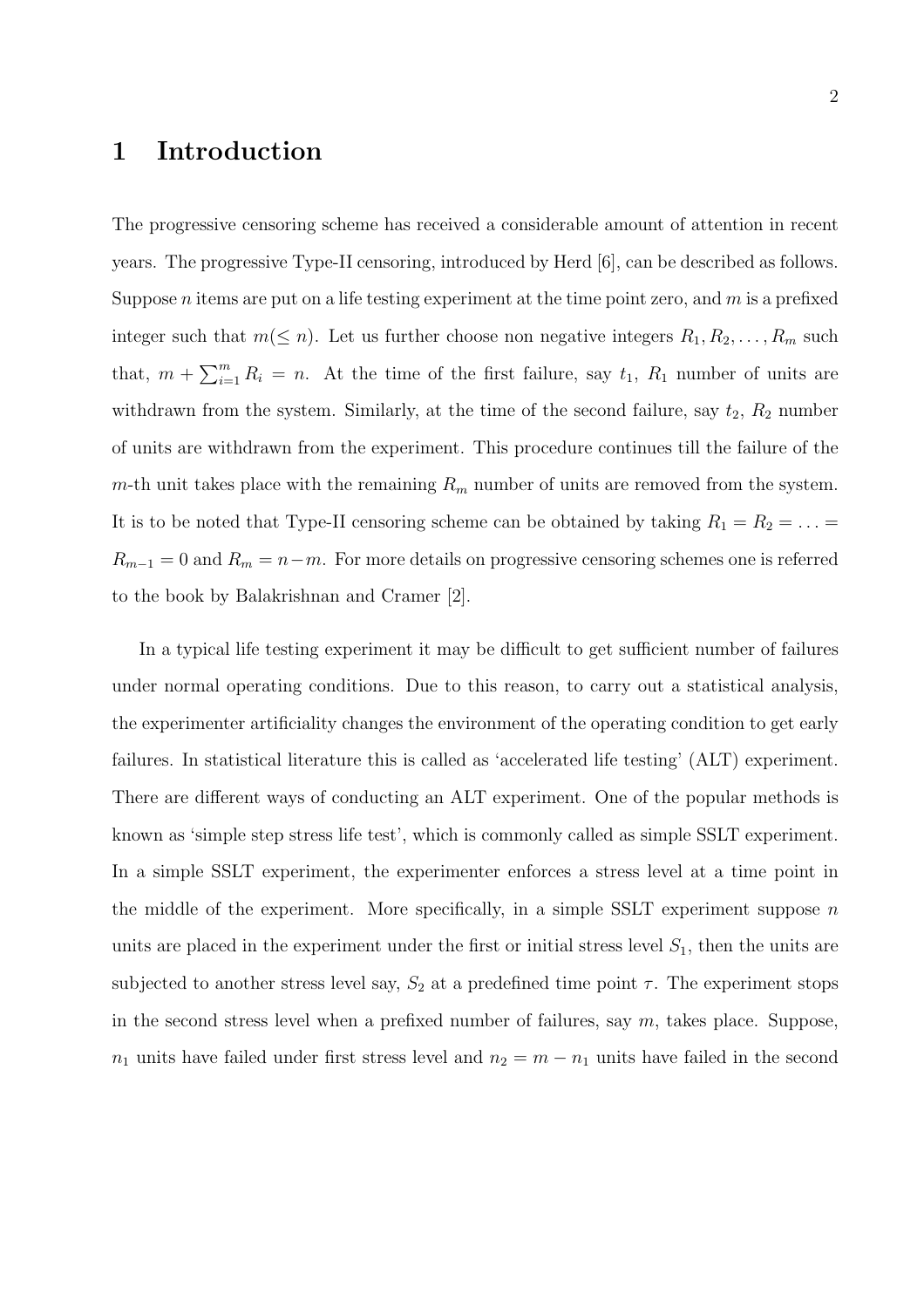# 1 Introduction

The progressive censoring scheme has received a considerable amount of attention in recent years. The progressive Type-II censoring, introduced by Herd [6], can be described as follows. Suppose $n$ items are put on a life testing experiment at the time point zero, and $m$ is a prefixed integer such that $m(\leq n)$. Let us further choose non negative integers $R_1, R_2, \ldots, R_m$ such that, $m + \sum_{i=1}^{m} R_i = n$. At the time of the first failure, say $t_1$, $R_1$ number of units are withdrawn from the system. Similarly, at the time of the second failure, say $t_2$, $R_2$ number of units are withdrawn from the experiment. This procedure continues till the failure of the $m$-th unit takes place with the remaining $R_m$ number of units are removed from the system. It is to be noted that Type-II censoring scheme can be obtained by taking $R_1 = R_2 = \ldots = R_{m-1} = 0$ and $R_m = n - m$. For more details on progressive censoring schemes one is referred to the book by Balakrishnan and Cramer [2].

In a typical life testing experiment it may be difficult to get sufficient number of failures under normal operating conditions. Due to this reason, to carry out a statistical analysis, the experimenter artificiality changes the environment of the operating condition to get early failures. In statistical literature this is called as 'accelerated life testing' (ALT) experiment. There are different ways of conducting an ALT experiment. One of the popular methods is known as 'simple step stress life test', which is commonly called as simple SSLT experiment. In a simple SSLT experiment, the experimenter enforces a stress level at a time point in the middle of the experiment. More specifically, in a simple SSLT experiment suppose $n$ units are placed in the experiment under the first or initial stress level $S_1$, then the units are subjected to another stress level say, $S_2$ at a predefined time point $\tau$. The experiment stops in the second stress level when a prefixed number of failures, say $m$, takes place. Suppose, $n_1$ units have failed under first stress level and $n_2 = m - n_1$ units have failed in the second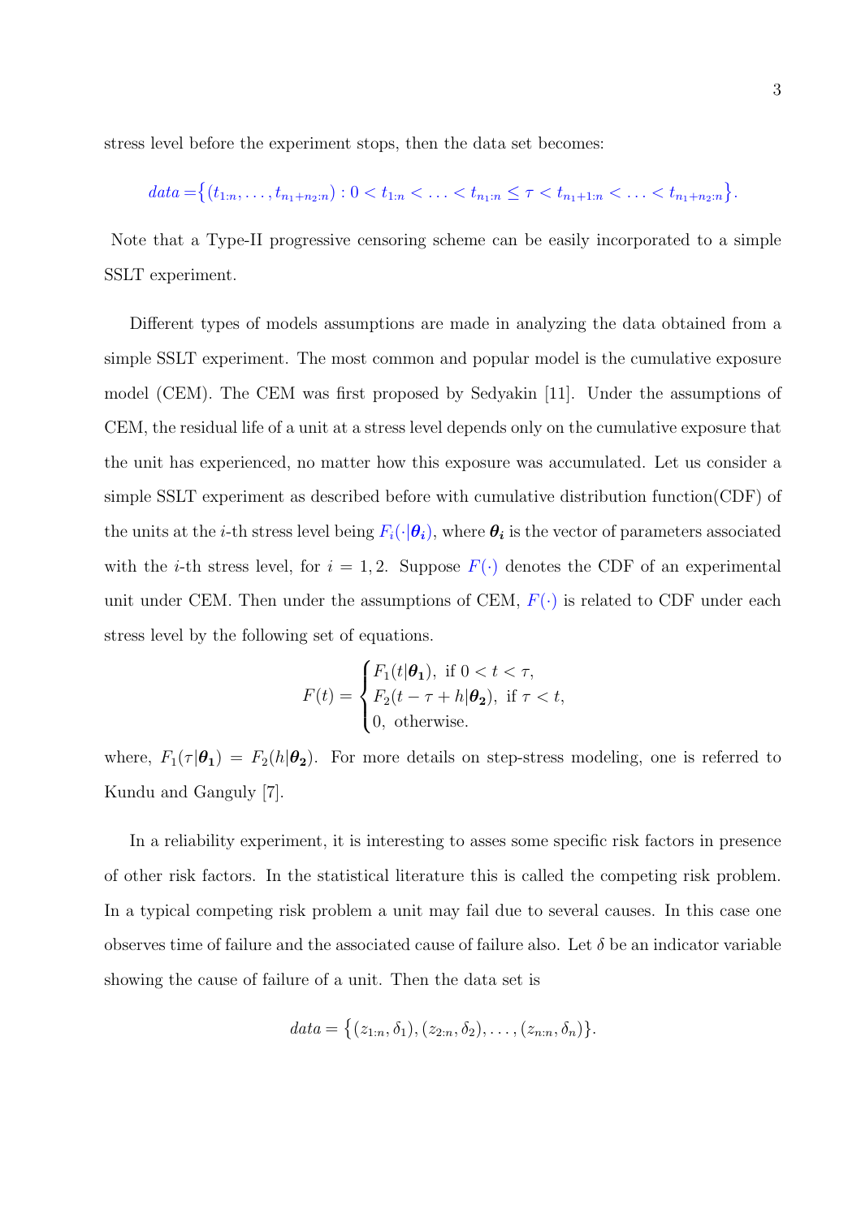stress level before the experiment stops, then the data set becomes:

$$data = \{(t_{1:n}, \ldots, t_{n_1+n_2:n}) : 0 < t_{1:n} < \ldots < t_{n_1:n} \leq \tau < t_{n_1+1:n} < \ldots < t_{n_1+n_2:n}\}.$$

Note that a Type-II progressive censoring scheme can be easily incorporated to a simple SSLT experiment.

Different types of models assumptions are made in analyzing the data obtained from a simple SSLT experiment. The most common and popular model is the cumulative exposure model (CEM). The CEM was first proposed by Sedyakin [11]. Under the assumptions of CEM, the residual life of a unit at a stress level depends only on the cumulative exposure that the unit has experienced, no matter how this exposure was accumulated. Let us consider a simple SSLT experiment as described before with cumulative distribution function(CDF) of the units at the $i$-th stress level being $F_i(\cdot|\boldsymbol{\theta_i})$, where $\boldsymbol{\theta_i}$ is the vector of parameters associated with the $i$-th stress level, for $i = 1, 2$. Suppose $F(\cdot)$ denotes the CDF of an experimental unit under CEM. Then under the assumptions of CEM, $F(\cdot)$ is related to CDF under each stress level by the following set of equations.

$$F(t) = \begin{cases} F_1(t|\boldsymbol{\theta_1}), & \text{if } 0 < t < \tau, \\ F_2(t - \tau + h|\boldsymbol{\theta_2}), & \text{if } \tau < t, \\ 0, & \text{otherwise.} \end{cases}$$

where, $F_1(\tau|\boldsymbol{\theta_1}) = F_2(h|\boldsymbol{\theta_2})$. For more details on step-stress modeling, one is referred to Kundu and Ganguly [7].

In a reliability experiment, it is interesting to asses some specific risk factors in presence of other risk factors. In the statistical literature this is called the competing risk problem. In a typical competing risk problem a unit may fail due to several causes. In this case one observes time of failure and the associated cause of failure also. Let $\delta$ be an indicator variable showing the cause of failure of a unit. Then the data set is

$$data = \{(z_{1:n}, \delta_1), (z_{2:n}, \delta_2), \ldots, (z_{n:n}, \delta_n)\}.$$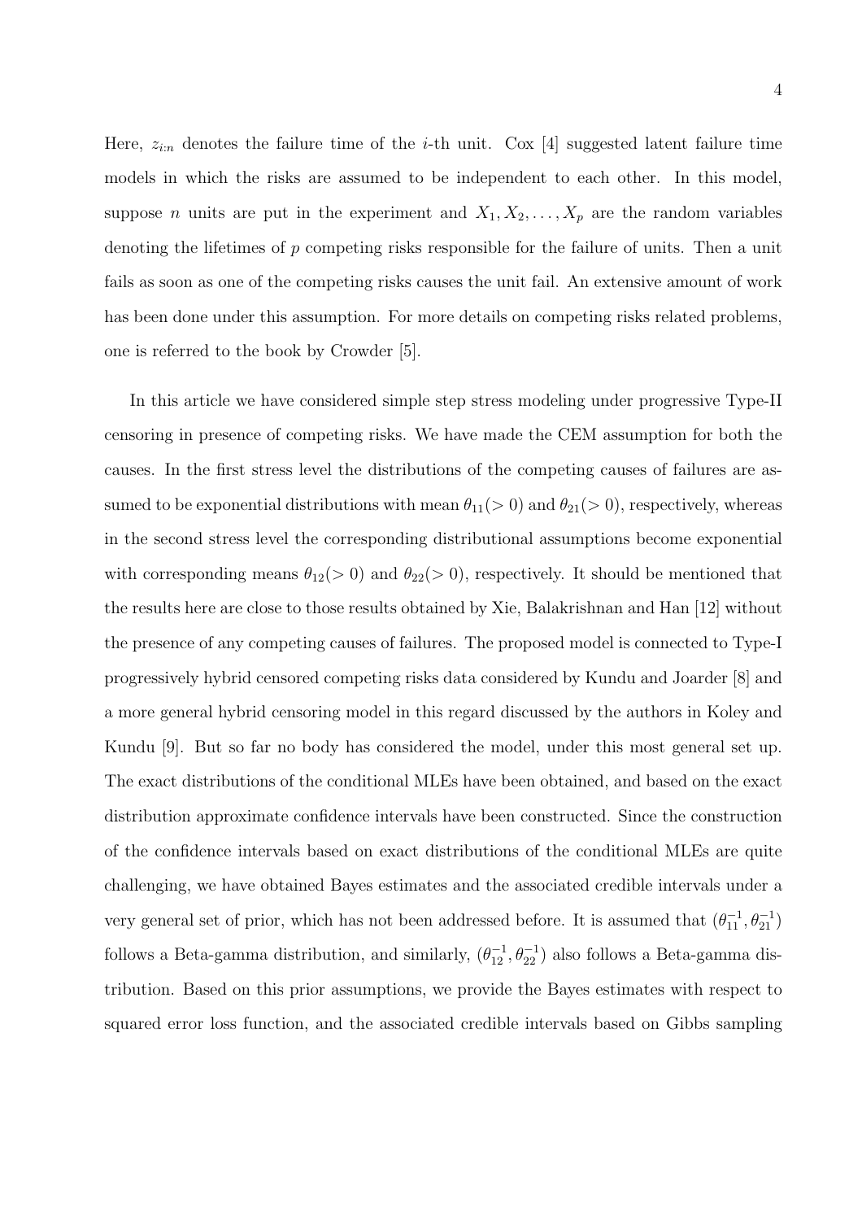Here, $z_{i:n}$ denotes the failure time of the $i$-th unit. Cox [4] suggested latent failure time models in which the risks are assumed to be independent to each other. In this model, suppose $n$ units are put in the experiment and $X_1, X_2, \ldots, X_p$ are the random variables denoting the lifetimes of $p$ competing risks responsible for the failure of units. Then a unit fails as soon as one of the competing risks causes the unit fail. An extensive amount of work has been done under this assumption. For more details on competing risks related problems, one is referred to the book by Crowder [5].

In this article we have considered simple step stress modeling under progressive Type-II censoring in presence of competing risks. We have made the CEM assumption for both the causes. In the first stress level the distributions of the competing causes of failures are assumed to be exponential distributions with mean $\theta_{11}(> 0)$ and $\theta_{21}(> 0)$, respectively, whereas in the second stress level the corresponding distributional assumptions become exponential with corresponding means $\theta_{12}(> 0)$ and $\theta_{22}(> 0)$, respectively. It should be mentioned that the results here are close to those results obtained by Xie, Balakrishnan and Han [12] without the presence of any competing causes of failures. The proposed model is connected to Type-I progressively hybrid censored competing risks data considered by Kundu and Joarder [8] and a more general hybrid censoring model in this regard discussed by the authors in Koley and Kundu [9]. But so far no body has considered the model, under this most general set up. The exact distributions of the conditional MLEs have been obtained, and based on the exact distribution approximate confidence intervals have been constructed. Since the construction of the confidence intervals based on exact distributions of the conditional MLEs are quite challenging, we have obtained Bayes estimates and the associated credible intervals under a very general set of prior, which has not been addressed before. It is assumed that $(\theta_{11}^{-1}, \theta_{21}^{-1})$ follows a Beta-gamma distribution, and similarly, $(\theta_{12}^{-1}, \theta_{22}^{-1})$ also follows a Beta-gamma distribution. Based on this prior assumptions, we provide the Bayes estimates with respect to squared error loss function, and the associated credible intervals based on Gibbs sampling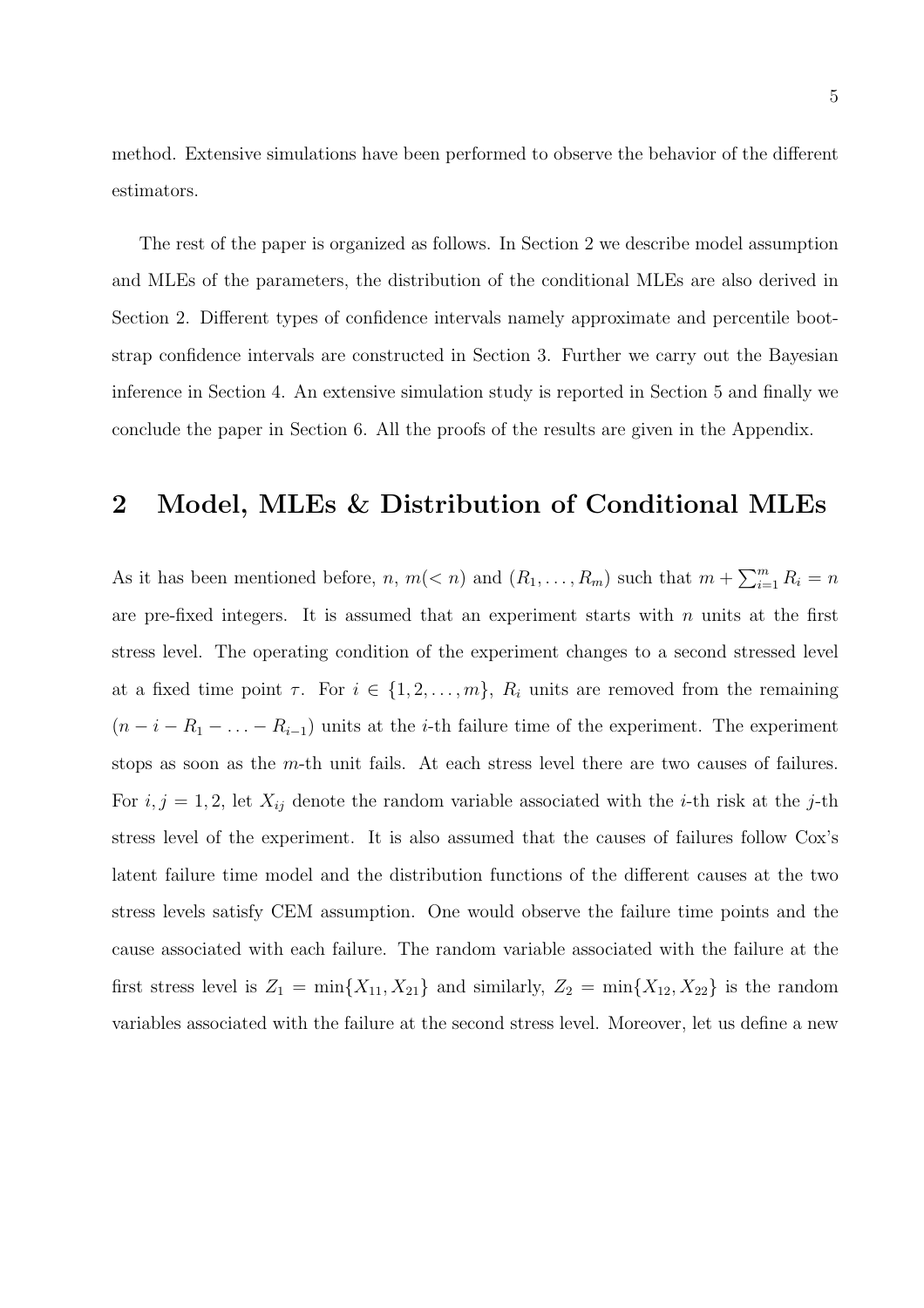method. Extensive simulations have been performed to observe the behavior of the different estimators.

The rest of the paper is organized as follows. In Section 2 we describe model assumption and MLEs of the parameters, the distribution of the conditional MLEs are also derived in Section 2. Different types of confidence intervals namely approximate and percentile bootstrap confidence intervals are constructed in Section 3. Further we carry out the Bayesian inference in Section 4. An extensive simulation study is reported in Section 5 and finally we conclude the paper in Section 6. All the proofs of the results are given in the Appendix.

## 2 Model, MLEs & Distribution of Conditional MLEs

As it has been mentioned before, $n$, $m(< n)$ and $(R_1, \ldots, R_m)$ such that $m + \sum_{i=1}^{m} R_i = n$ are pre-fixed integers. It is assumed that an experiment starts with $n$ units at the first stress level. The operating condition of the experiment changes to a second stressed level at a fixed time point $\tau$. For $i \in \{1, 2, \ldots, m\}$, $R_i$ units are removed from the remaining $(n - i - R_1 - \ldots - R_{i-1})$ units at the $i$-th failure time of the experiment. The experiment stops as soon as the $m$-th unit fails. At each stress level there are two causes of failures. For $i, j = 1, 2$, let $X_{ij}$ denote the random variable associated with the $i$-th risk at the $j$-th stress level of the experiment. It is also assumed that the causes of failures follow Cox's latent failure time model and the distribution functions of the different causes at the two stress levels satisfy CEM assumption. One would observe the failure time points and the cause associated with each failure. The random variable associated with the failure at the first stress level is $Z_1 = \min\{X_{11}, X_{21}\}$ and similarly, $Z_2 = \min\{X_{12}, X_{22}\}$ is the random variables associated with the failure at the second stress level. Moreover, let us define a new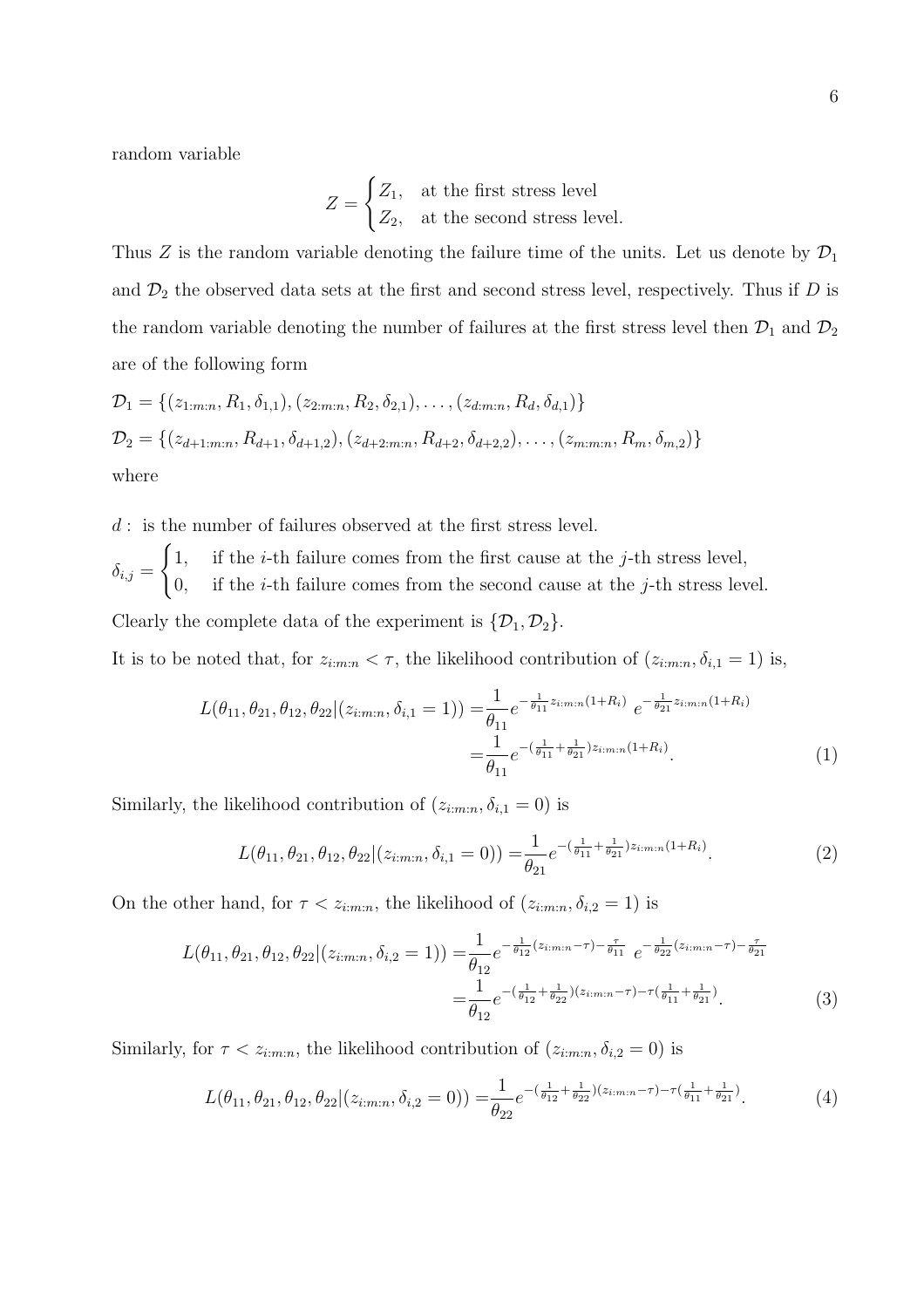random variable

$$Z = \begin{cases} Z_1, & \text{at the first stress level} \\ Z_2, & \text{at the second stress level.} \end{cases}$$

Thus $Z$ is the random variable denoting the failure time of the units. Let us denote by $\mathcal{D}_1$ and $\mathcal{D}_2$ the observed data sets at the first and second stress level, respectively. Thus if $D$ is the random variable denoting the number of failures at the first stress level then $\mathcal{D}_1$ and $\mathcal{D}_2$ are of the following form

$$\mathcal{D}_1 = \{(z_{1:m:n}, R_1, \delta_{1,1}), (z_{2:m:n}, R_2, \delta_{2,1}), \ldots, (z_{d:m:n}, R_d, \delta_{d,1})\}$$

$$\mathcal{D}_2 = \{(z_{d+1:m:n}, R_{d+1}, \delta_{d+1,2}), (z_{d+2:m:n}, R_{d+2}, \delta_{d+2,2}), \ldots, (z_{m:m:n}, R_m, \delta_{m,2})\}$$

where

$d$ : is the number of failures observed at the first stress level.

$$\delta_{i,j} = \begin{cases} 1, & \text{if the } i\text{-th failure comes from the first cause at the } j\text{-th stress level,} \\ 0, & \text{if the } i\text{-th failure comes from the second cause at the } j\text{-th stress level.} \end{cases}$$

Clearly the complete data of the experiment is $\{\mathcal{D}_1, \mathcal{D}_2\}$.

It is to be noted that, for $z_{i:m:n} < \tau$, the likelihood contribution of $(z_{i:m:n}, \delta_{i,1} = 1)$ is,

$$\begin{aligned} L(\theta_{11}, \theta_{21}, \theta_{12}, \theta_{22} | (z_{i:m:n}, \delta_{i,1} = 1)) &= \frac{1}{\theta_{11}} e^{-\frac{1}{\theta_{11}} z_{i:m:n}(1+R_i)} \; e^{-\frac{1}{\theta_{21}} z_{i:m:n}(1+R_i)} \\ &= \frac{1}{\theta_{11}} e^{-(\frac{1}{\theta_{11}} + \frac{1}{\theta_{21}}) z_{i:m:n}(1+R_i)}. \end{aligned} \tag{1}$$

Similarly, the likelihood contribution of $(z_{i:m:n}, \delta_{i,1} = 0)$ is

$$L(\theta_{11}, \theta_{21}, \theta_{12}, \theta_{22} | (z_{i:m:n}, \delta_{i,1} = 0)) = \frac{1}{\theta_{21}} e^{-(\frac{1}{\theta_{11}} + \frac{1}{\theta_{21}}) z_{i:m:n}(1+R_i)}. \tag{2}$$

On the other hand, for $\tau < z_{i:m:n}$, the likelihood of $(z_{i:m:n}, \delta_{i,2} = 1)$ is

$$\begin{aligned} L(\theta_{11}, \theta_{21}, \theta_{12}, \theta_{22} | (z_{i:m:n}, \delta_{i,2} = 1)) &= \frac{1}{\theta_{12}} e^{-\frac{1}{\theta_{12}}(z_{i:m:n} - \tau) - \frac{\tau}{\theta_{11}}} \; e^{-\frac{1}{\theta_{22}}(z_{i:m:n} - \tau) - \frac{\tau}{\theta_{21}}} \\ &= \frac{1}{\theta_{12}} e^{-(\frac{1}{\theta_{12}} + \frac{1}{\theta_{22}})(z_{i:m:n} - \tau) - \tau(\frac{1}{\theta_{11}} + \frac{1}{\theta_{21}})}. \end{aligned} \tag{3}$$

Similarly, for $\tau < z_{i:m:n}$, the likelihood contribution of $(z_{i:m:n}, \delta_{i,2} = 0)$ is

$$L(\theta_{11}, \theta_{21}, \theta_{12}, \theta_{22} | (z_{i:m:n}, \delta_{i,2} = 0)) = \frac{1}{\theta_{22}} e^{-(\frac{1}{\theta_{12}} + \frac{1}{\theta_{22}})(z_{i:m:n} - \tau) - \tau(\frac{1}{\theta_{11}} + \frac{1}{\theta_{21}})}. \tag{4}$$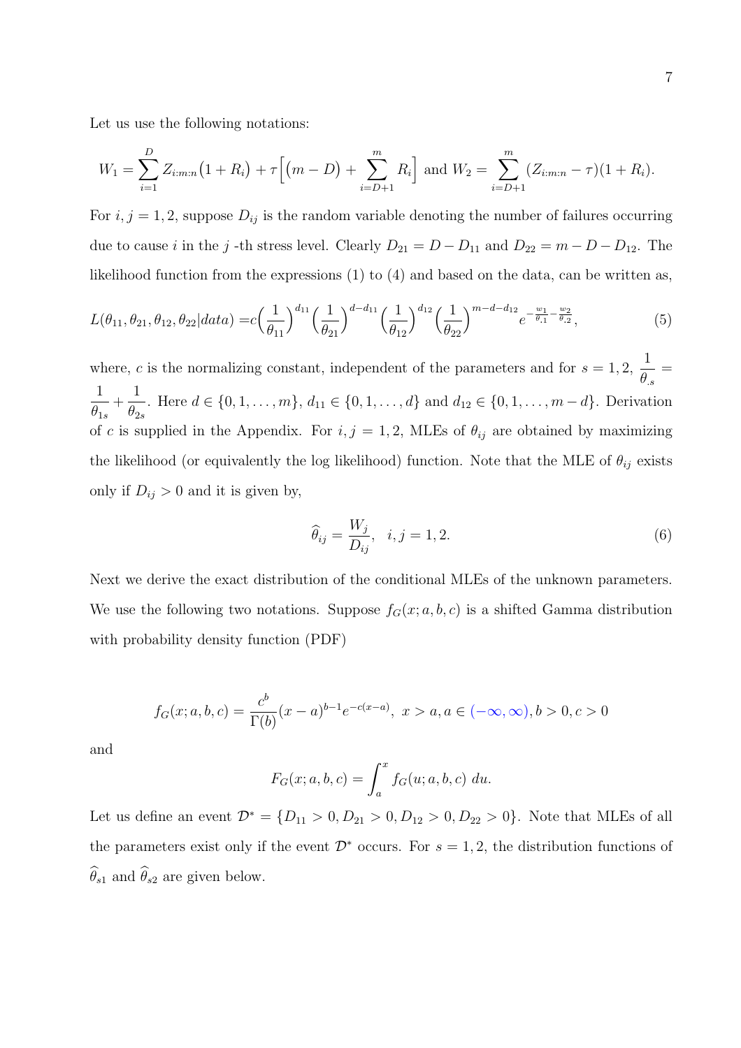Let us use the following notations:

$$W_1 = \sum_{i=1}^{D} Z_{i:m:n}\big(1+R_i\big) + \tau\Big[\big(m-D\big) + \sum_{i=D+1}^{m} R_i\Big] \text{ and } W_2 = \sum_{i=D+1}^{m} (Z_{i:m:n} - \tau)(1+R_i).$$

For $i, j = 1, 2$, suppose $D_{ij}$ is the random variable denoting the number of failures occurring due to cause $i$ in the $j$ -th stress level. Clearly $D_{21} = D - D_{11}$ and $D_{22} = m - D - D_{12}$. The likelihood function from the expressions (1) to (4) and based on the data, can be written as,

$$L(\theta_{11}, \theta_{21}, \theta_{12}, \theta_{22}|data) = c\Big(\frac{1}{\theta_{11}}\Big)^{d_{11}}\Big(\frac{1}{\theta_{21}}\Big)^{d-d_{11}}\Big(\frac{1}{\theta_{12}}\Big)^{d_{12}}\Big(\frac{1}{\theta_{22}}\Big)^{m-d-d_{12}} e^{-\frac{w_1}{\theta_{.1}} - \frac{w_2}{\theta_{.2}}}, \tag{5}$$

where, $c$ is the normalizing constant, independent of the parameters and for $s = 1, 2$, $\dfrac{1}{\theta_{.s}} = \dfrac{1}{\theta_{1s}} + \dfrac{1}{\theta_{2s}}$. Here $d \in \{0, 1, \ldots, m\}$, $d_{11} \in \{0, 1, \ldots, d\}$ and $d_{12} \in \{0, 1, \ldots, m-d\}$. Derivation of $c$ is supplied in the Appendix. For $i, j = 1, 2$, MLEs of $\theta_{ij}$ are obtained by maximizing the likelihood (or equivalently the log likelihood) function. Note that the MLE of $\theta_{ij}$ exists only if $D_{ij} > 0$ and it is given by,

$$\widehat{\theta}_{ij} = \frac{W_j}{D_{ij}}, \quad i, j = 1, 2. \tag{6}$$

Next we derive the exact distribution of the conditional MLEs of the unknown parameters. We use the following two notations. Suppose $f_G(x; a, b, c)$ is a shifted Gamma distribution with probability density function (PDF)

$$f_G(x; a, b, c) = \frac{c^b}{\Gamma(b)}(x-a)^{b-1}e^{-c(x-a)}, \; x > a, a \in (-\infty, \infty), b > 0, c > 0$$

and

$$F_G(x; a, b, c) = \int_a^x f_G(u; a, b, c)\; du.$$

Let us define an event $\mathcal{D}^* = \{D_{11} > 0, D_{21} > 0, D_{12} > 0, D_{22} > 0\}$. Note that MLEs of all the parameters exist only if the event $\mathcal{D}^*$ occurs. For $s = 1, 2$, the distribution functions of $\widehat{\theta}_{s1}$ and $\widehat{\theta}_{s2}$ are given below.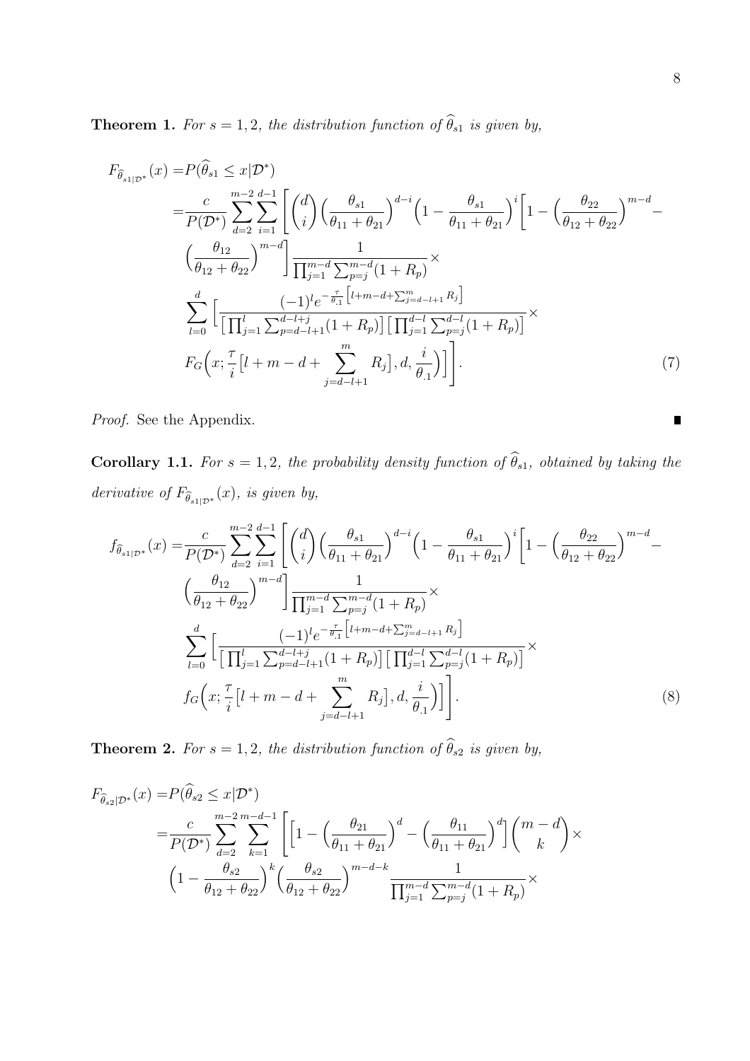**Theorem 1.** *For $s = 1, 2$, the distribution function of $\widehat{\theta}_{s1}$ is given by,*

$$
\begin{aligned}
F_{\widehat{\theta}_{s1|\mathcal{D}^*}}(x) =& P(\widehat{\theta}_{s1} \leq x | \mathcal{D}^*) \\
=& \frac{c}{P(\mathcal{D}^*)} \sum_{d=2}^{m-2} \sum_{i=1}^{d-1} \Bigg[ \binom{d}{i} \Big( \frac{\theta_{s1}}{\theta_{11} + \theta_{21}} \Big)^{d-i} \Big( 1 - \frac{\theta_{s1}}{\theta_{11} + \theta_{21}} \Big)^{i} \Big[ 1 - \Big( \frac{\theta_{22}}{\theta_{12} + \theta_{22}} \Big)^{m-d} - \\
& \Big( \frac{\theta_{12}}{\theta_{12} + \theta_{22}} \Big)^{m-d} \Big] \frac{1}{\prod_{j=1}^{m-d} \sum_{p=j}^{m-d} (1 + R_p)} \times \\
& \sum_{l=0}^{d} \Big[ \frac{(-1)^l e^{-\frac{\tau}{\theta_{.1}} \left[ l + m - d + \sum_{j=d-l+1}^{m} R_j \right]}}{\left[ \prod_{j=1}^{l} \sum_{p=d-l+1}^{d-l+j} (1 + R_p) \right] \left[ \prod_{j=1}^{d-l} \sum_{p=j}^{d-l} (1 + R_p) \right]} \times \\
& F_G \Big( x; \frac{\tau}{i} \big[ l + m - d + \sum_{j=d-l+1}^{m} R_j \big], d, \frac{i}{\theta_{.1}} \Big) \Big] \Bigg].
\end{aligned}
\tag{7}
$$

*Proof.* See the Appendix. ∎

**Corollary 1.1.** *For $s = 1, 2$, the probability density function of $\widehat{\theta}_{s1}$, obtained by taking the derivative of $F_{\widehat{\theta}_{s1|\mathcal{D}^*}}(x)$, is given by,*

$$
\begin{aligned}
f_{\widehat{\theta}_{s1|\mathcal{D}^*}}(x) =& \frac{c}{P(\mathcal{D}^*)} \sum_{d=2}^{m-2} \sum_{i=1}^{d-1} \Bigg[ \binom{d}{i} \Big( \frac{\theta_{s1}}{\theta_{11} + \theta_{21}} \Big)^{d-i} \Big( 1 - \frac{\theta_{s1}}{\theta_{11} + \theta_{21}} \Big)^{i} \Big[ 1 - \Big( \frac{\theta_{22}}{\theta_{12} + \theta_{22}} \Big)^{m-d} - \\
& \Big( \frac{\theta_{12}}{\theta_{12} + \theta_{22}} \Big)^{m-d} \Big] \frac{1}{\prod_{j=1}^{m-d} \sum_{p=j}^{m-d} (1 + R_p)} \times \\
& \sum_{l=0}^{d} \Big[ \frac{(-1)^l e^{-\frac{\tau}{\theta_{.1}} \left[ l + m - d + \sum_{j=d-l+1}^{m} R_j \right]}}{\left[ \prod_{j=1}^{l} \sum_{p=d-l+1}^{d-l+j} (1 + R_p) \right] \left[ \prod_{j=1}^{d-l} \sum_{p=j}^{d-l} (1 + R_p) \right]} \times \\
& f_G \Big( x; \frac{\tau}{i} \big[ l + m - d + \sum_{j=d-l+1}^{m} R_j \big], d, \frac{i}{\theta_{.1}} \Big) \Big] \Bigg].
\end{aligned}
\tag{8}
$$

**Theorem 2.** *For $s = 1, 2$, the distribution function of $\widehat{\theta}_{s2}$ is given by,*

$$
\begin{aligned}
F_{\widehat{\theta}_{s2|\mathcal{D}^*}}(x) =& P(\widehat{\theta}_{s2} \leq x | \mathcal{D}^*) \\
=& \frac{c}{P(\mathcal{D}^*)} \sum_{d=2}^{m-2} \sum_{k=1}^{m-d-1} \Bigg[ \Big[ 1 - \Big( \frac{\theta_{21}}{\theta_{11} + \theta_{21}} \Big)^{d} - \Big( \frac{\theta_{11}}{\theta_{11} + \theta_{21}} \Big)^{d} \Big] \binom{m-d}{k} \times \\
& \Big( 1 - \frac{\theta_{s2}}{\theta_{12} + \theta_{22}} \Big)^{k} \Big( \frac{\theta_{s2}}{\theta_{12} + \theta_{22}} \Big)^{m-d-k} \frac{1}{\prod_{j=1}^{m-d} \sum_{p=j}^{m-d} (1 + R_p)} \times
\end{aligned}
$$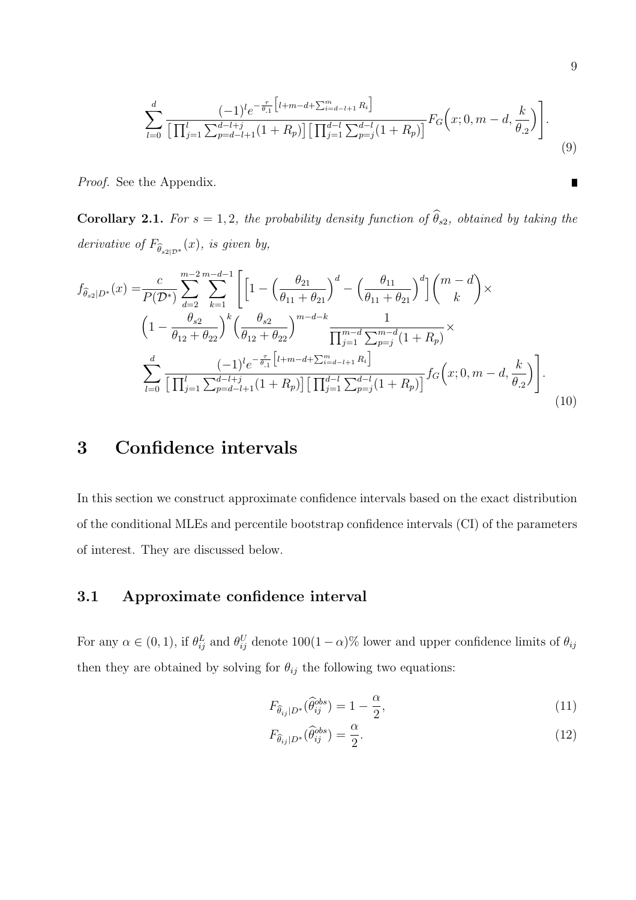$$
\sum_{l=0}^{d} \frac{(-1)^l e^{-\frac{\tau}{\theta_{.1}}\left[l+m-d+\sum_{i=d-l+1}^{m} R_i\right]}}{\left[\prod_{j=1}^{l}\sum_{p=d-l+1}^{d-l+j}(1+R_p)\right]\left[\prod_{j=1}^{d-l}\sum_{p=j}^{d-l}(1+R_p)\right]} F_G\Big(x;0,m-d,\frac{k}{\theta_{.2}}\Big)\Bigg]. \tag{9}
$$

*Proof.* See the Appendix. ∎

**Corollary 2.1.** *For $s = 1, 2$, the probability density function of $\widehat{\theta}_{s2}$, obtained by taking the derivative of $F_{\widehat{\theta}_{s2|\mathcal{D}^*}}(x)$, is given by,*

$$
\begin{aligned}
f_{\widehat{\theta}_{s2}|D^*}(x) = &\frac{c}{P(\mathcal{D}^*)} \sum_{d=2}^{m-2}\sum_{k=1}^{m-d-1} \Bigg[\Big[1-\Big(\frac{\theta_{21}}{\theta_{11}+\theta_{21}}\Big)^d - \Big(\frac{\theta_{11}}{\theta_{11}+\theta_{21}}\Big)^d\Big]\binom{m-d}{k}\times \\
&\Big(1-\frac{\theta_{s2}}{\theta_{12}+\theta_{22}}\Big)^k\Big(\frac{\theta_{s2}}{\theta_{12}+\theta_{22}}\Big)^{m-d-k} \frac{1}{\prod_{j=1}^{m-d}\sum_{p=j}^{m-d}(1+R_p)}\times \\
&\sum_{l=0}^{d} \frac{(-1)^l e^{-\frac{\tau}{\theta_{.1}}\left[l+m-d+\sum_{i=d-l+1}^{m} R_i\right]}}{\left[\prod_{j=1}^{l}\sum_{p=d-l+1}^{d-l+j}(1+R_p)\right]\left[\prod_{j=1}^{d-l}\sum_{p=j}^{d-l}(1+R_p)\right]} f_G\Big(x;0,m-d,\frac{k}{\theta_{.2}}\Big)\Bigg].
\end{aligned} \tag{10}
$$

# 3 Confidence intervals

In this section we construct approximate confidence intervals based on the exact distribution of the conditional MLEs and percentile bootstrap confidence intervals (CI) of the parameters of interest. They are discussed below.

## 3.1 Approximate confidence interval

For any $\alpha \in (0,1)$, if $\theta_{ij}^L$ and $\theta_{ij}^U$ denote $100(1-\alpha)\%$ lower and upper confidence limits of $\theta_{ij}$ then they are obtained by solving for $\theta_{ij}$ the following two equations:

$$
F_{\widehat{\theta}_{ij}|D^*}(\widehat{\theta}_{ij}^{obs}) = 1 - \frac{\alpha}{2}, \tag{11}
$$

$$
F_{\widehat{\theta}_{ij}|D^*}(\widehat{\theta}_{ij}^{obs}) = \frac{\alpha}{2}. \tag{12}
$$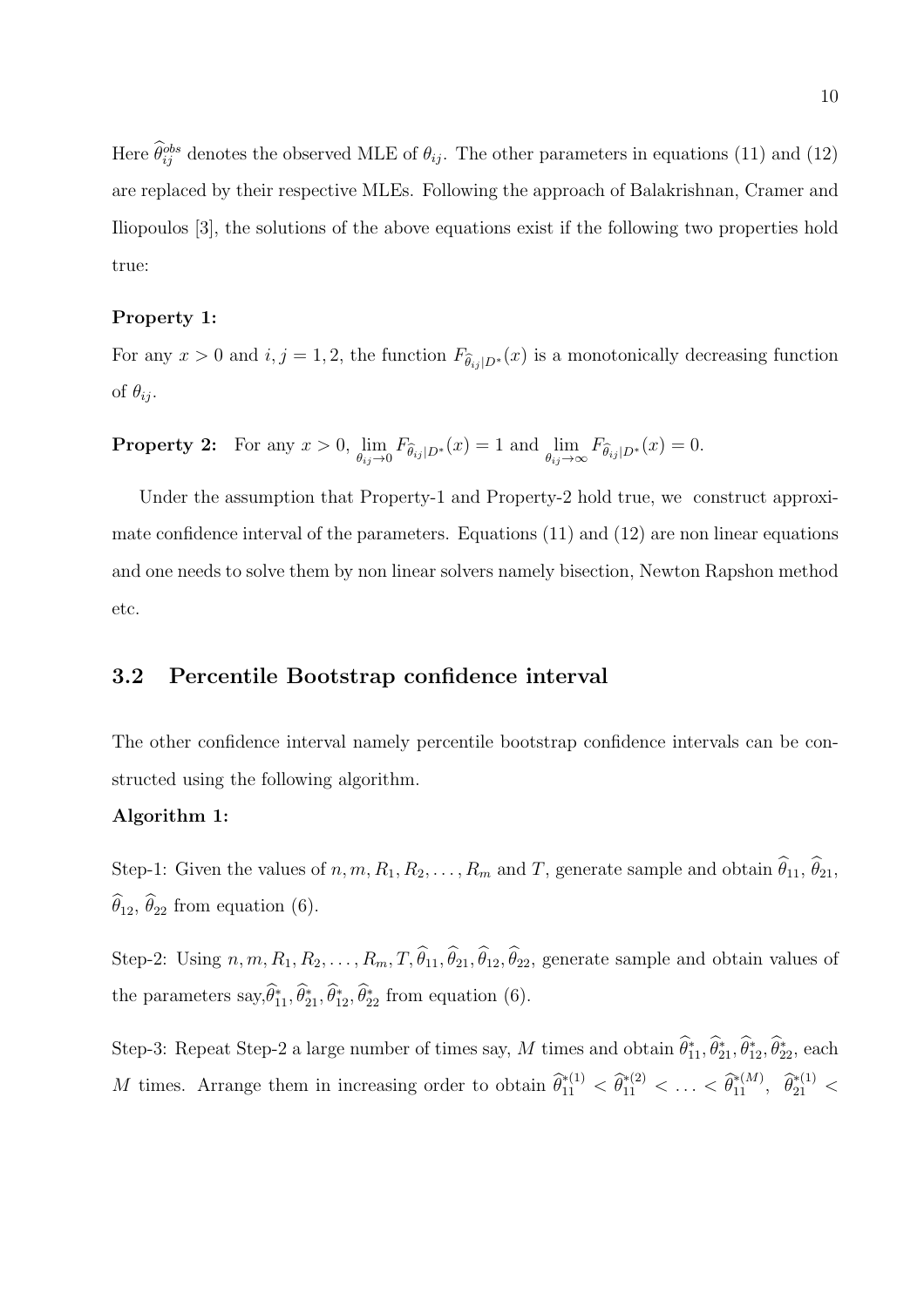Here $\widehat{\theta}_{ij}^{obs}$ denotes the observed MLE of $\theta_{ij}$. The other parameters in equations (11) and (12) are replaced by their respective MLEs. Following the approach of Balakrishnan, Cramer and Iliopoulos [3], the solutions of the above equations exist if the following two properties hold true:

**Property 1:**

For any $x > 0$ and $i, j = 1, 2$, the function $F_{\widehat{\theta}_{ij}|D^*}(x)$ is a monotonically decreasing function of $\theta_{ij}$.

**Property 2:** For any $x > 0$, $\lim_{\theta_{ij} \to 0} F_{\widehat{\theta}_{ij}|D^*}(x) = 1$ and $\lim_{\theta_{ij} \to \infty} F_{\widehat{\theta}_{ij}|D^*}(x) = 0$.

Under the assumption that Property-1 and Property-2 hold true, we construct approximate confidence interval of the parameters. Equations (11) and (12) are non linear equations and one needs to solve them by non linear solvers namely bisection, Newton Rapshon method etc.

### 3.2 Percentile Bootstrap confidence interval

The other confidence interval namely percentile bootstrap confidence intervals can be constructed using the following algorithm.

**Algorithm 1:**

Step-1: Given the values of $n, m, R_1, R_2, \ldots, R_m$ and $T$, generate sample and obtain $\widehat{\theta}_{11}$, $\widehat{\theta}_{21}$, $\widehat{\theta}_{12}$, $\widehat{\theta}_{22}$ from equation (6).

Step-2: Using $n, m, R_1, R_2, \ldots, R_m, T, \widehat{\theta}_{11}, \widehat{\theta}_{21}, \widehat{\theta}_{12}, \widehat{\theta}_{22}$, generate sample and obtain values of the parameters say,$\widehat{\theta}_{11}^*, \widehat{\theta}_{21}^*, \widehat{\theta}_{12}^*, \widehat{\theta}_{22}^*$ from equation (6).

Step-3: Repeat Step-2 a large number of times say, $M$ times and obtain $\widehat{\theta}_{11}^*, \widehat{\theta}_{21}^*, \widehat{\theta}_{12}^*, \widehat{\theta}_{22}^*$, each $M$ times. Arrange them in increasing order to obtain $\widehat{\theta}_{11}^{*(1)} < \widehat{\theta}_{11}^{*(2)} < \ldots < \widehat{\theta}_{11}^{*(M)}$, $\widehat{\theta}_{21}^{*(1)} <$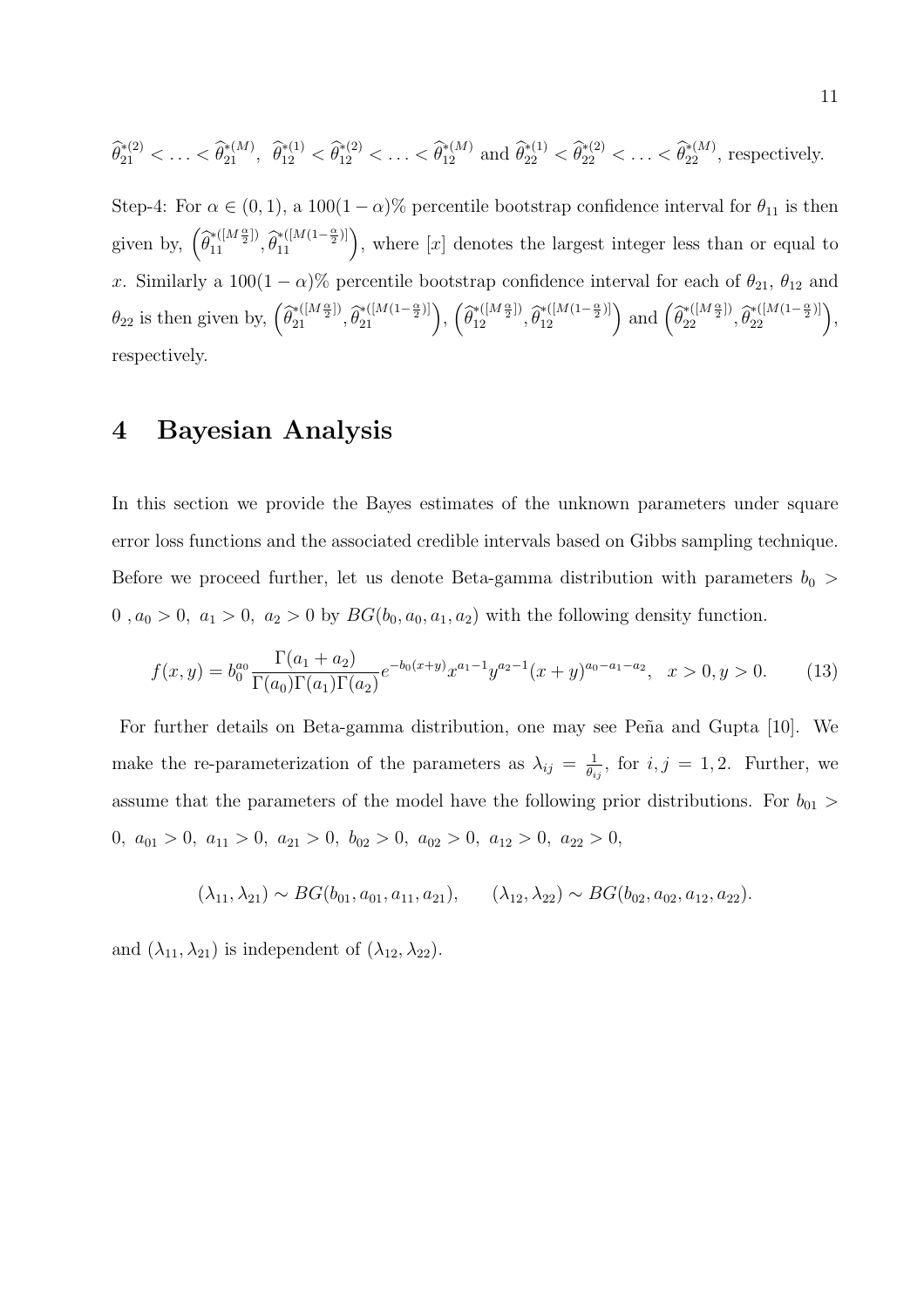$\widehat{\theta}_{21}^{*(2)} < \ldots < \widehat{\theta}_{21}^{*(M)}$, $\widehat{\theta}_{12}^{*(1)} < \widehat{\theta}_{12}^{*(2)} < \ldots < \widehat{\theta}_{12}^{*(M)}$ and $\widehat{\theta}_{22}^{*(1)} < \widehat{\theta}_{22}^{*(2)} < \ldots < \widehat{\theta}_{22}^{*(M)}$, respectively.

Step-4: For $\alpha \in (0,1)$, a $100(1-\alpha)\%$ percentile bootstrap confidence interval for $\theta_{11}$ is then given by, $\left(\widehat{\theta}_{11}^{*([M\frac{\alpha}{2}])}, \widehat{\theta}_{11}^{*([M(1-\frac{\alpha}{2})])}\right)$, where $[x]$ denotes the largest integer less than or equal to $x$. Similarly a $100(1-\alpha)\%$ percentile bootstrap confidence interval for each of $\theta_{21}$, $\theta_{12}$ and $\theta_{22}$ is then given by, $\left(\widehat{\theta}_{21}^{*([M\frac{\alpha}{2}])}, \widehat{\theta}_{21}^{*([M(1-\frac{\alpha}{2})])}\right)$, $\left(\widehat{\theta}_{12}^{*([M\frac{\alpha}{2}])}, \widehat{\theta}_{12}^{*([M(1-\frac{\alpha}{2})])}\right)$ and $\left(\widehat{\theta}_{22}^{*([M\frac{\alpha}{2}])}, \widehat{\theta}_{22}^{*([M(1-\frac{\alpha}{2})])}\right)$, respectively.

# 4 Bayesian Analysis

In this section we provide the Bayes estimates of the unknown parameters under square error loss functions and the associated credible intervals based on Gibbs sampling technique. Before we proceed further, let us denote Beta-gamma distribution with parameters $b_0 > 0$, $a_0 > 0$, $a_1 > 0$, $a_2 > 0$ by $BG(b_0, a_0, a_1, a_2)$ with the following density function.

$$f(x,y) = b_0^{a_0} \frac{\Gamma(a_1+a_2)}{\Gamma(a_0)\Gamma(a_1)\Gamma(a_2)} e^{-b_0(x+y)} x^{a_1-1} y^{a_2-1} (x+y)^{a_0-a_1-a_2}, \quad x > 0, y > 0. \tag{13}$$

For further details on Beta-gamma distribution, one may see Peña and Gupta [10]. We make the re-parameterization of the parameters as $\lambda_{ij} = \frac{1}{\theta_{ij}}$, for $i,j = 1,2$. Further, we assume that the parameters of the model have the following prior distributions. For $b_{01} > 0$, $a_{01} > 0$, $a_{11} > 0$, $a_{21} > 0$, $b_{02} > 0$, $a_{02} > 0$, $a_{12} > 0$, $a_{22} > 0$,

$$(\lambda_{11}, \lambda_{21}) \sim BG(b_{01}, a_{01}, a_{11}, a_{21}), \qquad (\lambda_{12}, \lambda_{22}) \sim BG(b_{02}, a_{02}, a_{12}, a_{22}).$$

and $(\lambda_{11}, \lambda_{21})$ is independent of $(\lambda_{12}, \lambda_{22})$.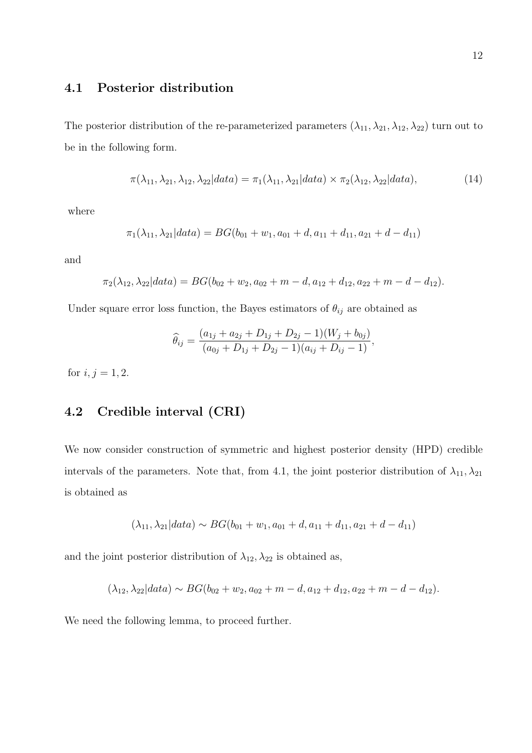## 4.1 Posterior distribution

The posterior distribution of the re-parameterized parameters $(\lambda_{11}, \lambda_{21}, \lambda_{12}, \lambda_{22})$ turn out to be in the following form.

$$
\pi(\lambda_{11}, \lambda_{21}, \lambda_{12}, \lambda_{22}|data) = \pi_1(\lambda_{11}, \lambda_{21}|data) \times \pi_2(\lambda_{12}, \lambda_{22}|data), \tag{14}
$$

where

$$
\pi_1(\lambda_{11}, \lambda_{21}|data) = BG(b_{01} + w_1, a_{01} + d, a_{11} + d_{11}, a_{21} + d - d_{11})
$$

and

$$
\pi_2(\lambda_{12}, \lambda_{22}|data) = BG(b_{02} + w_2, a_{02} + m - d, a_{12} + d_{12}, a_{22} + m - d - d_{12}).
$$

Under square error loss function, the Bayes estimators of $\theta_{ij}$ are obtained as

$$
\widehat{\theta}_{ij} = \frac{(a_{1j} + a_{2j} + D_{1j} + D_{2j} - 1)(W_j + b_{0j})}{(a_{0j} + D_{1j} + D_{2j} - 1)(a_{ij} + D_{ij} - 1)},
$$

for $i, j = 1, 2$.

## 4.2 Credible interval (CRI)

We now consider construction of symmetric and highest posterior density (HPD) credible intervals of the parameters. Note that, from 4.1, the joint posterior distribution of $\lambda_{11}, \lambda_{21}$ is obtained as

$$
(\lambda_{11}, \lambda_{21}|data) \sim BG(b_{01} + w_1, a_{01} + d, a_{11} + d_{11}, a_{21} + d - d_{11})
$$

and the joint posterior distribution of $\lambda_{12}, \lambda_{22}$ is obtained as,

$$
(\lambda_{12}, \lambda_{22}|data) \sim BG(b_{02} + w_2, a_{02} + m - d, a_{12} + d_{12}, a_{22} + m - d - d_{12}).
$$

We need the following lemma, to proceed further.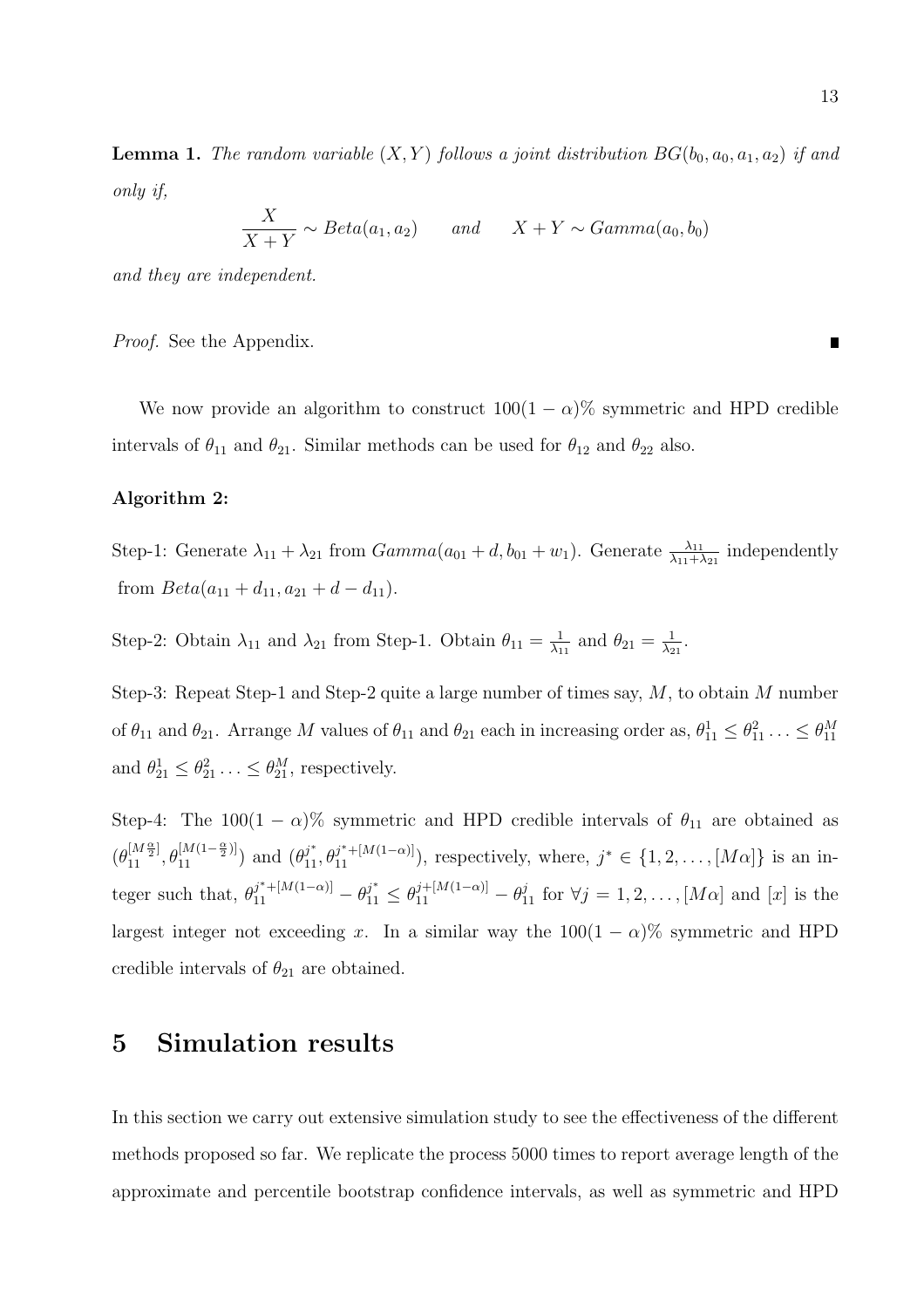**Lemma 1.** *The random variable $(X, Y)$ follows a joint distribution $BG(b_0, a_0, a_1, a_2)$ if and only if,*

$$\frac{X}{X+Y} \sim Beta(a_1, a_2) \qquad and \qquad X + Y \sim Gamma(a_0, b_0)$$

*and they are independent.*

*Proof.* See the Appendix. ∎

We now provide an algorithm to construct $100(1-\alpha)\%$ symmetric and HPD credible intervals of $\theta_{11}$ and $\theta_{21}$. Similar methods can be used for $\theta_{12}$ and $\theta_{22}$ also.

**Algorithm 2:**

Step-1: Generate $\lambda_{11} + \lambda_{21}$ from $Gamma(a_{01} + d, b_{01} + w_1)$. Generate $\frac{\lambda_{11}}{\lambda_{11}+\lambda_{21}}$ independently from $Beta(a_{11} + d_{11}, a_{21} + d - d_{11})$.

Step-2: Obtain $\lambda_{11}$ and $\lambda_{21}$ from Step-1. Obtain $\theta_{11} = \frac{1}{\lambda_{11}}$ and $\theta_{21} = \frac{1}{\lambda_{21}}$.

Step-3: Repeat Step-1 and Step-2 quite a large number of times say, $M$, to obtain $M$ number of $\theta_{11}$ and $\theta_{21}$. Arrange $M$ values of $\theta_{11}$ and $\theta_{21}$ each in increasing order as, $\theta_{11}^1 \leq \theta_{11}^2 \ldots \leq \theta_{11}^M$ and $\theta_{21}^1 \leq \theta_{21}^2 \ldots \leq \theta_{21}^M$, respectively.

Step-4: The $100(1-\alpha)\%$ symmetric and HPD credible intervals of $\theta_{11}$ are obtained as $(\theta_{11}^{[M\frac{\alpha}{2}]}, \theta_{11}^{[M(1-\frac{\alpha}{2})]})$ and $(\theta_{11}^{j^*}, \theta_{11}^{j^*+[M(1-\alpha)]})$, respectively, where, $j^* \in \{1, 2, \ldots, [M\alpha]\}$ is an integer such that, $\theta_{11}^{j^*+[M(1-\alpha)]} - \theta_{11}^{j^*} \leq \theta_{11}^{j+[M(1-\alpha)]} - \theta_{11}^{j}$ for $\forall j = 1, 2, \ldots, [M\alpha]$ and $[x]$ is the largest integer not exceeding $x$. In a similar way the $100(1-\alpha)\%$ symmetric and HPD credible intervals of $\theta_{21}$ are obtained.

# 5 Simulation results

In this section we carry out extensive simulation study to see the effectiveness of the different methods proposed so far. We replicate the process 5000 times to report average length of the approximate and percentile bootstrap confidence intervals, as well as symmetric and HPD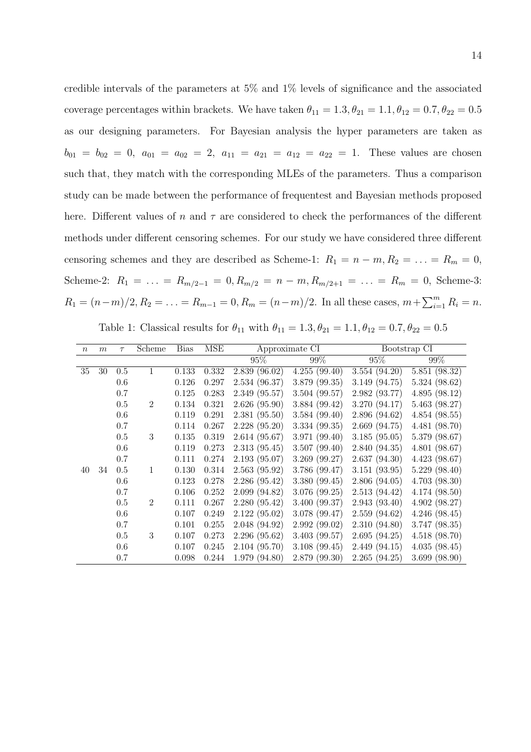credible intervals of the parameters at 5% and 1% levels of significance and the associated coverage percentages within brackets. We have taken $\theta_{11} = 1.3, \theta_{21} = 1.1, \theta_{12} = 0.7, \theta_{22} = 0.5$ as our designing parameters. For Bayesian analysis the hyper parameters are taken as $b_{01} = b_{02} = 0,\ a_{01} = a_{02} = 2,\ a_{11} = a_{21} = a_{12} = a_{22} = 1$. These values are chosen such that, they match with the corresponding MLEs of the parameters. Thus a comparison study can be made between the performance of frequentest and Bayesian methods proposed here. Different values of $n$ and $\tau$ are considered to check the performances of the different methods under different censoring schemes. For our study we have considered three different censoring schemes and they are described as Scheme-1: $R_1 = n - m, R_2 = \ldots = R_m = 0$, Scheme-2: $R_1 = \ldots = R_{m/2-1} = 0, R_{m/2} = n - m, R_{m/2+1} = \ldots = R_m = 0$, Scheme-3: $R_1 = (n-m)/2, R_2 = \ldots = R_{m-1} = 0, R_m = (n-m)/2$. In all these cases, $m + \sum_{i=1}^{m} R_i = n$.

Table 1: Classical results for $\theta_{11}$ with $\theta_{11} = 1.3, \theta_{21} = 1.1, \theta_{12} = 0.7, \theta_{22} = 0.5$

| $n$ | $m$ | $\tau$ | Scheme | Bias | MSE | Approximate CI | | Bootstrap CI | |
|---|---|---|---|---|---|---|---|---|---|
| | | | | | | 95% | 99% | 95% | 99% |
| 35 | 30 | 0.5 | 1 | 0.133 | 0.332 | 2.839 (96.02) | 4.255 (99.40) | 3.554 (94.20) | 5.851 (98.32) |
| | | 0.6 | | 0.126 | 0.297 | 2.534 (96.37) | 3.879 (99.35) | 3.149 (94.75) | 5.324 (98.62) |
| | | 0.7 | | 0.125 | 0.283 | 2.349 (95.57) | 3.504 (99.57) | 2.982 (93.77) | 4.895 (98.12) |
| | | 0.5 | 2 | 0.134 | 0.321 | 2.626 (95.90) | 3.884 (99.42) | 3.270 (94.17) | 5.463 (98.27) |
| | | 0.6 | | 0.119 | 0.291 | 2.381 (95.50) | 3.584 (99.40) | 2.896 (94.62) | 4.854 (98.55) |
| | | 0.7 | | 0.114 | 0.267 | 2.228 (95.20) | 3.334 (99.35) | 2.669 (94.75) | 4.481 (98.70) |
| | | 0.5 | 3 | 0.135 | 0.319 | 2.614 (95.67) | 3.971 (99.40) | 3.185 (95.05) | 5.379 (98.67) |
| | | 0.6 | | 0.119 | 0.273 | 2.313 (95.45) | 3.507 (99.40) | 2.840 (94.35) | 4.801 (98.67) |
| | | 0.7 | | 0.111 | 0.274 | 2.193 (95.07) | 3.269 (99.27) | 2.637 (94.30) | 4.423 (98.67) |
| 40 | 34 | 0.5 | 1 | 0.130 | 0.314 | 2.563 (95.92) | 3.786 (99.47) | 3.151 (93.95) | 5.229 (98.40) |
| | | 0.6 | | 0.123 | 0.278 | 2.286 (95.42) | 3.380 (99.45) | 2.806 (94.05) | 4.703 (98.30) |
| | | 0.7 | | 0.106 | 0.252 | 2.099 (94.82) | 3.076 (99.25) | 2.513 (94.42) | 4.174 (98.50) |
| | | 0.5 | 2 | 0.111 | 0.267 | 2.280 (95.42) | 3.400 (99.37) | 2.943 (93.40) | 4.902 (98.27) |
| | | 0.6 | | 0.107 | 0.249 | 2.122 (95.02) | 3.078 (99.47) | 2.559 (94.62) | 4.246 (98.45) |
| | | 0.7 | | 0.101 | 0.255 | 2.048 (94.92) | 2.992 (99.02) | 2.310 (94.80) | 3.747 (98.35) |
| | | 0.5 | 3 | 0.107 | 0.273 | 2.296 (95.62) | 3.403 (99.57) | 2.695 (94.25) | 4.518 (98.70) |
| | | 0.6 | | 0.107 | 0.245 | 2.104 (95.70) | 3.108 (99.45) | 2.449 (94.15) | 4.035 (98.45) |
| | | 0.7 | | 0.098 | 0.244 | 1.979 (94.80) | 2.879 (99.30) | 2.265 (94.25) | 3.699 (98.90) |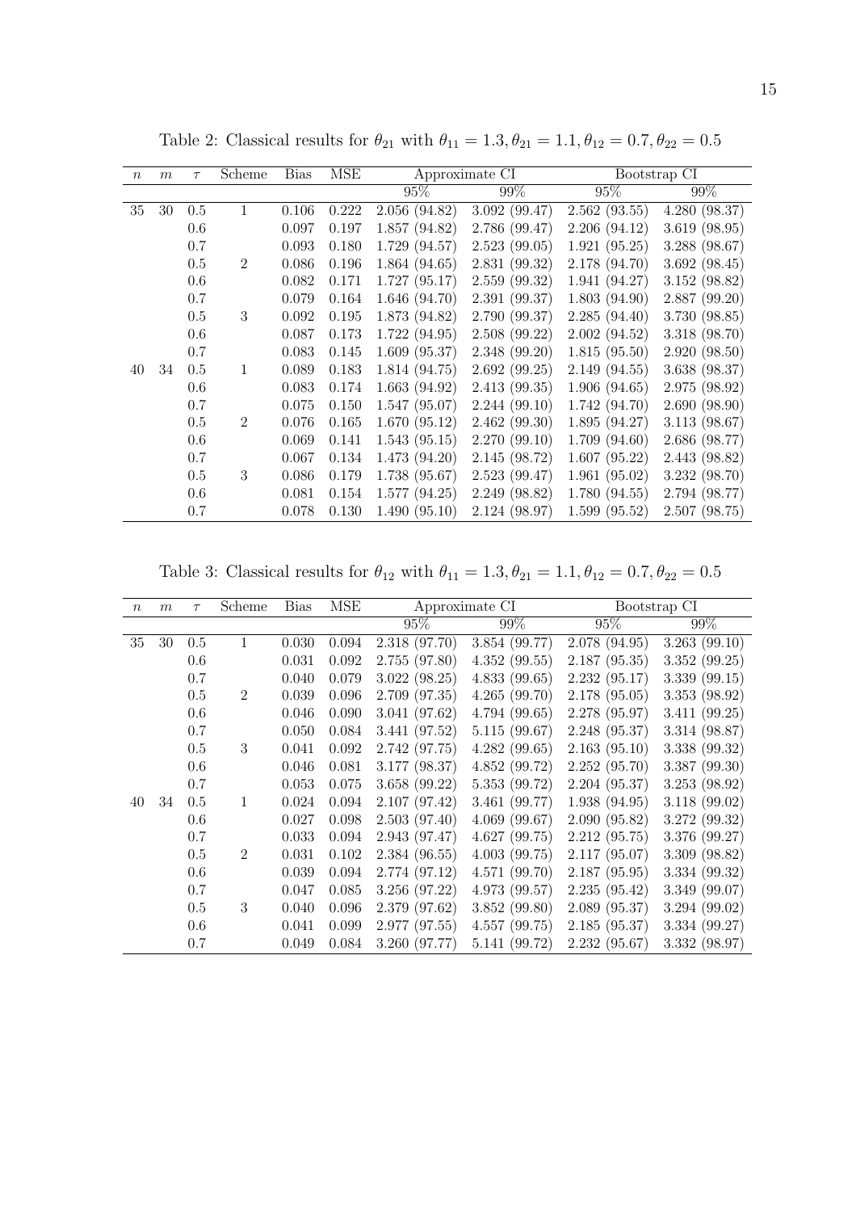Table 2: Classical results for $\theta_{21}$ with $\theta_{11} = 1.3, \theta_{21} = 1.1, \theta_{12} = 0.7, \theta_{22} = 0.5$

| $n$ | $m$ | $\tau$ | Scheme | Bias | MSE | Approximate CI | | Bootstrap CI | |
|---|---|---|---|---|---|---|---|---|---|
| | | | | | | 95% | 99% | 95% | 99% |
| 35 | 30 | 0.5 | 1 | 0.106 | 0.222 | 2.056 (94.82) | 3.092 (99.47) | 2.562 (93.55) | 4.280 (98.37) |
| | | 0.6 | | 0.097 | 0.197 | 1.857 (94.82) | 2.786 (99.47) | 2.206 (94.12) | 3.619 (98.95) |
| | | 0.7 | | 0.093 | 0.180 | 1.729 (94.57) | 2.523 (99.05) | 1.921 (95.25) | 3.288 (98.67) |
| | | 0.5 | 2 | 0.086 | 0.196 | 1.864 (94.65) | 2.831 (99.32) | 2.178 (94.70) | 3.692 (98.45) |
| | | 0.6 | | 0.082 | 0.171 | 1.727 (95.17) | 2.559 (99.32) | 1.941 (94.27) | 3.152 (98.82) |
| | | 0.7 | | 0.079 | 0.164 | 1.646 (94.70) | 2.391 (99.37) | 1.803 (94.90) | 2.887 (99.20) |
| | | 0.5 | 3 | 0.092 | 0.195 | 1.873 (94.82) | 2.790 (99.37) | 2.285 (94.40) | 3.730 (98.85) |
| | | 0.6 | | 0.087 | 0.173 | 1.722 (94.95) | 2.508 (99.22) | 2.002 (94.52) | 3.318 (98.70) |
| | | 0.7 | | 0.083 | 0.145 | 1.609 (95.37) | 2.348 (99.20) | 1.815 (95.50) | 2.920 (98.50) |
| 40 | 34 | 0.5 | 1 | 0.089 | 0.183 | 1.814 (94.75) | 2.692 (99.25) | 2.149 (94.55) | 3.638 (98.37) |
| | | 0.6 | | 0.083 | 0.174 | 1.663 (94.92) | 2.413 (99.35) | 1.906 (94.65) | 2.975 (98.92) |
| | | 0.7 | | 0.075 | 0.150 | 1.547 (95.07) | 2.244 (99.10) | 1.742 (94.70) | 2.690 (98.90) |
| | | 0.5 | 2 | 0.076 | 0.165 | 1.670 (95.12) | 2.462 (99.30) | 1.895 (94.27) | 3.113 (98.67) |
| | | 0.6 | | 0.069 | 0.141 | 1.543 (95.15) | 2.270 (99.10) | 1.709 (94.60) | 2.686 (98.77) |
| | | 0.7 | | 0.067 | 0.134 | 1.473 (94.20) | 2.145 (98.72) | 1.607 (95.22) | 2.443 (98.82) |
| | | 0.5 | 3 | 0.086 | 0.179 | 1.738 (95.67) | 2.523 (99.47) | 1.961 (95.02) | 3.232 (98.70) |
| | | 0.6 | | 0.081 | 0.154 | 1.577 (94.25) | 2.249 (98.82) | 1.780 (94.55) | 2.794 (98.77) |
| | | 0.7 | | 0.078 | 0.130 | 1.490 (95.10) | 2.124 (98.97) | 1.599 (95.52) | 2.507 (98.75) |

Table 3: Classical results for $\theta_{12}$ with $\theta_{11} = 1.3, \theta_{21} = 1.1, \theta_{12} = 0.7, \theta_{22} = 0.5$

| $n$ | $m$ | $\tau$ | Scheme | Bias | MSE | Approximate CI | | Bootstrap CI | |
|---|---|---|---|---|---|---|---|---|---|
| | | | | | | 95% | 99% | 95% | 99% |
| 35 | 30 | 0.5 | 1 | 0.030 | 0.094 | 2.318 (97.70) | 3.854 (99.77) | 2.078 (94.95) | 3.263 (99.10) |
| | | 0.6 | | 0.031 | 0.092 | 2.755 (97.80) | 4.352 (99.55) | 2.187 (95.35) | 3.352 (99.25) |
| | | 0.7 | | 0.040 | 0.079 | 3.022 (98.25) | 4.833 (99.65) | 2.232 (95.17) | 3.339 (99.15) |
| | | 0.5 | 2 | 0.039 | 0.096 | 2.709 (97.35) | 4.265 (99.70) | 2.178 (95.05) | 3.353 (98.92) |
| | | 0.6 | | 0.046 | 0.090 | 3.041 (97.62) | 4.794 (99.65) | 2.278 (95.97) | 3.411 (99.25) |
| | | 0.7 | | 0.050 | 0.084 | 3.441 (97.52) | 5.115 (99.67) | 2.248 (95.37) | 3.314 (98.87) |
| | | 0.5 | 3 | 0.041 | 0.092 | 2.742 (97.75) | 4.282 (99.65) | 2.163 (95.10) | 3.338 (99.32) |
| | | 0.6 | | 0.046 | 0.081 | 3.177 (98.37) | 4.852 (99.72) | 2.252 (95.70) | 3.387 (99.30) |
| | | 0.7 | | 0.053 | 0.075 | 3.658 (99.22) | 5.353 (99.72) | 2.204 (95.37) | 3.253 (98.92) |
| 40 | 34 | 0.5 | 1 | 0.024 | 0.094 | 2.107 (97.42) | 3.461 (99.77) | 1.938 (94.95) | 3.118 (99.02) |
| | | 0.6 | | 0.027 | 0.098 | 2.503 (97.40) | 4.069 (99.67) | 2.090 (95.82) | 3.272 (99.32) |
| | | 0.7 | | 0.033 | 0.094 | 2.943 (97.47) | 4.627 (99.75) | 2.212 (95.75) | 3.376 (99.27) |
| | | 0.5 | 2 | 0.031 | 0.102 | 2.384 (96.55) | 4.003 (99.75) | 2.117 (95.07) | 3.309 (98.82) |
| | | 0.6 | | 0.039 | 0.094 | 2.774 (97.12) | 4.571 (99.70) | 2.187 (95.95) | 3.334 (99.32) |
| | | 0.7 | | 0.047 | 0.085 | 3.256 (97.22) | 4.973 (99.57) | 2.235 (95.42) | 3.349 (99.07) |
| | | 0.5 | 3 | 0.040 | 0.096 | 2.379 (97.62) | 3.852 (99.80) | 2.089 (95.37) | 3.294 (99.02) |
| | | 0.6 | | 0.041 | 0.099 | 2.977 (97.55) | 4.557 (99.75) | 2.185 (95.37) | 3.334 (99.27) |
| | | 0.7 | | 0.049 | 0.084 | 3.260 (97.77) | 5.141 (99.72) | 2.232 (95.67) | 3.332 (98.97) |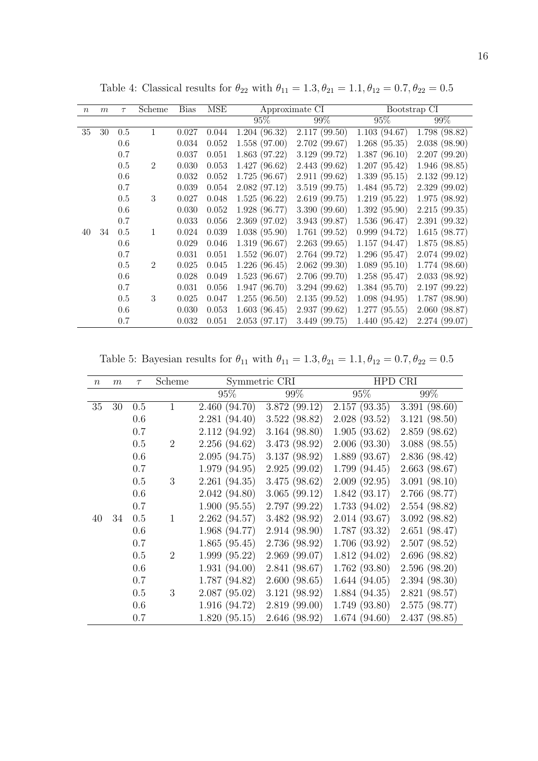Table 4: Classical results for $\theta_{22}$ with $\theta_{11} = 1.3, \theta_{21} = 1.1, \theta_{12} = 0.7, \theta_{22} = 0.5$

| $n$ | $m$ | $\tau$ | Scheme | Bias | MSE | Approximate CI | | Bootstrap CI | |
|---|---|---|---|---|---|---|---|---|---|
| | | | | | | 95% | 99% | 95% | 99% |
| 35 | 30 | 0.5 | 1 | 0.027 | 0.044 | 1.204 (96.32) | 2.117 (99.50) | 1.103 (94.67) | 1.798 (98.82) |
| | | 0.6 | | 0.034 | 0.052 | 1.558 (97.00) | 2.702 (99.67) | 1.268 (95.35) | 2.038 (98.90) |
| | | 0.7 | | 0.037 | 0.051 | 1.863 (97.22) | 3.129 (99.72) | 1.387 (96.10) | 2.207 (99.20) |
| | | 0.5 | 2 | 0.030 | 0.053 | 1.427 (96.62) | 2.443 (99.62) | 1.207 (95.42) | 1.946 (98.85) |
| | | 0.6 | | 0.032 | 0.052 | 1.725 (96.67) | 2.911 (99.62) | 1.339 (95.15) | 2.132 (99.12) |
| | | 0.7 | | 0.039 | 0.054 | 2.082 (97.12) | 3.519 (99.75) | 1.484 (95.72) | 2.329 (99.02) |
| | | 0.5 | 3 | 0.027 | 0.048 | 1.525 (96.22) | 2.619 (99.75) | 1.219 (95.22) | 1.975 (98.92) |
| | | 0.6 | | 0.030 | 0.052 | 1.928 (96.77) | 3.390 (99.60) | 1.392 (95.90) | 2.215 (99.35) |
| | | 0.7 | | 0.033 | 0.056 | 2.369 (97.02) | 3.943 (99.87) | 1.536 (96.47) | 2.391 (99.32) |
| 40 | 34 | 0.5 | 1 | 0.024 | 0.039 | 1.038 (95.90) | 1.761 (99.52) | 0.999 (94.72) | 1.615 (98.77) |
| | | 0.6 | | 0.029 | 0.046 | 1.319 (96.67) | 2.263 (99.65) | 1.157 (94.47) | 1.875 (98.85) |
| | | 0.7 | | 0.031 | 0.051 | 1.552 (96.07) | 2.764 (99.72) | 1.296 (95.47) | 2.074 (99.02) |
| | | 0.5 | 2 | 0.025 | 0.045 | 1.226 (96.45) | 2.062 (99.30) | 1.089 (95.10) | 1.774 (98.60) |
| | | 0.6 | | 0.028 | 0.049 | 1.523 (96.67) | 2.706 (99.70) | 1.258 (95.47) | 2.033 (98.92) |
| | | 0.7 | | 0.031 | 0.056 | 1.947 (96.70) | 3.294 (99.62) | 1.384 (95.70) | 2.197 (99.22) |
| | | 0.5 | 3 | 0.025 | 0.047 | 1.255 (96.50) | 2.135 (99.52) | 1.098 (94.95) | 1.787 (98.90) |
| | | 0.6 | | 0.030 | 0.053 | 1.603 (96.45) | 2.937 (99.62) | 1.277 (95.55) | 2.060 (98.87) |
| | | 0.7 | | 0.032 | 0.051 | 2.053 (97.17) | 3.449 (99.75) | 1.440 (95.42) | 2.274 (99.07) |

Table 5: Bayesian results for $\theta_{11}$ with $\theta_{11} = 1.3, \theta_{21} = 1.1, \theta_{12} = 0.7, \theta_{22} = 0.5$

| $n$ | $m$ | $\tau$ | Scheme | Symmetric CRI | | HPD CRI | |
|---|---|---|---|---|---|---|---|
| | | | | 95% | 99% | 95% | 99% |
| 35 | 30 | 0.5 | 1 | 2.460 (94.70) | 3.872 (99.12) | 2.157 (93.35) | 3.391 (98.60) |
| | | 0.6 | | 2.281 (94.40) | 3.522 (98.82) | 2.028 (93.52) | 3.121 (98.50) |
| | | 0.7 | | 2.112 (94.92) | 3.164 (98.80) | 1.905 (93.62) | 2.859 (98.62) |
| | | 0.5 | 2 | 2.256 (94.62) | 3.473 (98.92) | 2.006 (93.30) | 3.088 (98.55) |
| | | 0.6 | | 2.095 (94.75) | 3.137 (98.92) | 1.889 (93.67) | 2.836 (98.42) |
| | | 0.7 | | 1.979 (94.95) | 2.925 (99.02) | 1.799 (94.45) | 2.663 (98.67) |
| | | 0.5 | 3 | 2.261 (94.35) | 3.475 (98.62) | 2.009 (92.95) | 3.091 (98.10) |
| | | 0.6 | | 2.042 (94.80) | 3.065 (99.12) | 1.842 (93.17) | 2.766 (98.77) |
| | | 0.7 | | 1.900 (95.55) | 2.797 (99.22) | 1.733 (94.02) | 2.554 (98.82) |
| 40 | 34 | 0.5 | 1 | 2.262 (94.57) | 3.482 (98.92) | 2.014 (93.67) | 3.092 (98.82) |
| | | 0.6 | | 1.968 (94.77) | 2.914 (98.90) | 1.787 (93.32) | 2.651 (98.47) |
| | | 0.7 | | 1.865 (95.45) | 2.736 (98.92) | 1.706 (93.92) | 2.507 (98.52) |
| | | 0.5 | 2 | 1.999 (95.22) | 2.969 (99.07) | 1.812 (94.02) | 2.696 (98.82) |
| | | 0.6 | | 1.931 (94.00) | 2.841 (98.67) | 1.762 (93.80) | 2.596 (98.20) |
| | | 0.7 | | 1.787 (94.82) | 2.600 (98.65) | 1.644 (94.05) | 2.394 (98.30) |
| | | 0.5 | 3 | 2.087 (95.02) | 3.121 (98.92) | 1.884 (94.35) | 2.821 (98.57) |
| | | 0.6 | | 1.916 (94.72) | 2.819 (99.00) | 1.749 (93.80) | 2.575 (98.77) |
| | | 0.7 | | 1.820 (95.15) | 2.646 (98.92) | 1.674 (94.60) | 2.437 (98.85) |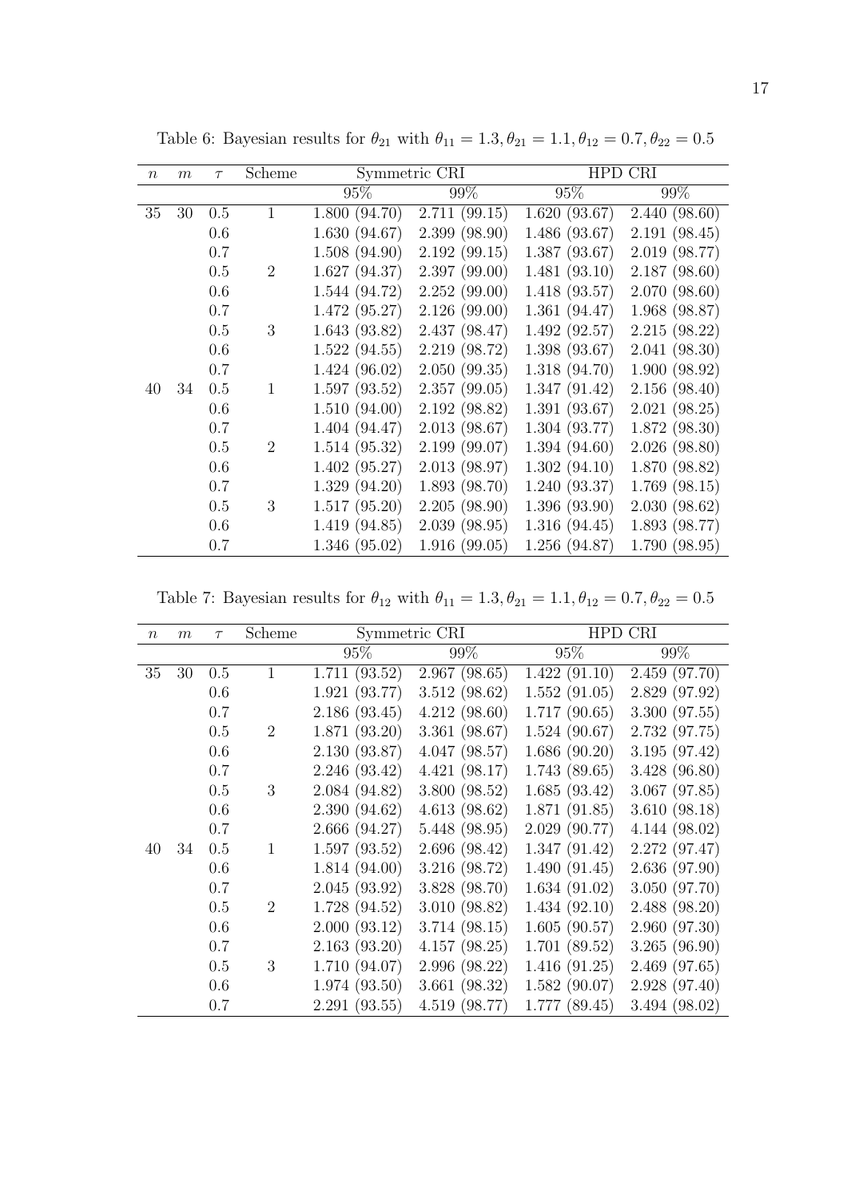Table 6: Bayesian results for $\theta_{21}$ with $\theta_{11} = 1.3, \theta_{21} = 1.1, \theta_{12} = 0.7, \theta_{22} = 0.5$

| $n$ | $m$ | $\tau$ | Scheme | Symmetric CRI | | HPD CRI | |
|---|---|---|---|---|---|---|---|
| | | | | 95% | 99% | 95% | 99% |
| 35 | 30 | 0.5 | 1 | 1.800 (94.70) | 2.711 (99.15) | 1.620 (93.67) | 2.440 (98.60) |
| | | 0.6 | | 1.630 (94.67) | 2.399 (98.90) | 1.486 (93.67) | 2.191 (98.45) |
| | | 0.7 | | 1.508 (94.90) | 2.192 (99.15) | 1.387 (93.67) | 2.019 (98.77) |
| | | 0.5 | 2 | 1.627 (94.37) | 2.397 (99.00) | 1.481 (93.10) | 2.187 (98.60) |
| | | 0.6 | | 1.544 (94.72) | 2.252 (99.00) | 1.418 (93.57) | 2.070 (98.60) |
| | | 0.7 | | 1.472 (95.27) | 2.126 (99.00) | 1.361 (94.47) | 1.968 (98.87) |
| | | 0.5 | 3 | 1.643 (93.82) | 2.437 (98.47) | 1.492 (92.57) | 2.215 (98.22) |
| | | 0.6 | | 1.522 (94.55) | 2.219 (98.72) | 1.398 (93.67) | 2.041 (98.30) |
| | | 0.7 | | 1.424 (96.02) | 2.050 (99.35) | 1.318 (94.70) | 1.900 (98.92) |
| 40 | 34 | 0.5 | 1 | 1.597 (93.52) | 2.357 (99.05) | 1.347 (91.42) | 2.156 (98.40) |
| | | 0.6 | | 1.510 (94.00) | 2.192 (98.82) | 1.391 (93.67) | 2.021 (98.25) |
| | | 0.7 | | 1.404 (94.47) | 2.013 (98.67) | 1.304 (93.77) | 1.872 (98.30) |
| | | 0.5 | 2 | 1.514 (95.32) | 2.199 (99.07) | 1.394 (94.60) | 2.026 (98.80) |
| | | 0.6 | | 1.402 (95.27) | 2.013 (98.97) | 1.302 (94.10) | 1.870 (98.82) |
| | | 0.7 | | 1.329 (94.20) | 1.893 (98.70) | 1.240 (93.37) | 1.769 (98.15) |
| | | 0.5 | 3 | 1.517 (95.20) | 2.205 (98.90) | 1.396 (93.90) | 2.030 (98.62) |
| | | 0.6 | | 1.419 (94.85) | 2.039 (98.95) | 1.316 (94.45) | 1.893 (98.77) |
| | | 0.7 | | 1.346 (95.02) | 1.916 (99.05) | 1.256 (94.87) | 1.790 (98.95) |

Table 7: Bayesian results for $\theta_{12}$ with $\theta_{11} = 1.3, \theta_{21} = 1.1, \theta_{12} = 0.7, \theta_{22} = 0.5$

| $n$ | $m$ | $\tau$ | Scheme | Symmetric CRI | | HPD CRI | |
|---|---|---|---|---|---|---|---|
| | | | | 95% | 99% | 95% | 99% |
| 35 | 30 | 0.5 | 1 | 1.711 (93.52) | 2.967 (98.65) | 1.422 (91.10) | 2.459 (97.70) |
| | | 0.6 | | 1.921 (93.77) | 3.512 (98.62) | 1.552 (91.05) | 2.829 (97.92) |
| | | 0.7 | | 2.186 (93.45) | 4.212 (98.60) | 1.717 (90.65) | 3.300 (97.55) |
| | | 0.5 | 2 | 1.871 (93.20) | 3.361 (98.67) | 1.524 (90.67) | 2.732 (97.75) |
| | | 0.6 | | 2.130 (93.87) | 4.047 (98.57) | 1.686 (90.20) | 3.195 (97.42) |
| | | 0.7 | | 2.246 (93.42) | 4.421 (98.17) | 1.743 (89.65) | 3.428 (96.80) |
| | | 0.5 | 3 | 2.084 (94.82) | 3.800 (98.52) | 1.685 (93.42) | 3.067 (97.85) |
| | | 0.6 | | 2.390 (94.62) | 4.613 (98.62) | 1.871 (91.85) | 3.610 (98.18) |
| | | 0.7 | | 2.666 (94.27) | 5.448 (98.95) | 2.029 (90.77) | 4.144 (98.02) |
| 40 | 34 | 0.5 | 1 | 1.597 (93.52) | 2.696 (98.42) | 1.347 (91.42) | 2.272 (97.47) |
| | | 0.6 | | 1.814 (94.00) | 3.216 (98.72) | 1.490 (91.45) | 2.636 (97.90) |
| | | 0.7 | | 2.045 (93.92) | 3.828 (98.70) | 1.634 (91.02) | 3.050 (97.70) |
| | | 0.5 | 2 | 1.728 (94.52) | 3.010 (98.82) | 1.434 (92.10) | 2.488 (98.20) |
| | | 0.6 | | 2.000 (93.12) | 3.714 (98.15) | 1.605 (90.57) | 2.960 (97.30) |
| | | 0.7 | | 2.163 (93.20) | 4.157 (98.25) | 1.701 (89.52) | 3.265 (96.90) |
| | | 0.5 | 3 | 1.710 (94.07) | 2.996 (98.22) | 1.416 (91.25) | 2.469 (97.65) |
| | | 0.6 | | 1.974 (93.50) | 3.661 (98.32) | 1.582 (90.07) | 2.928 (97.40) |
| | | 0.7 | | 2.291 (93.55) | 4.519 (98.77) | 1.777 (89.45) | 3.494 (98.02) |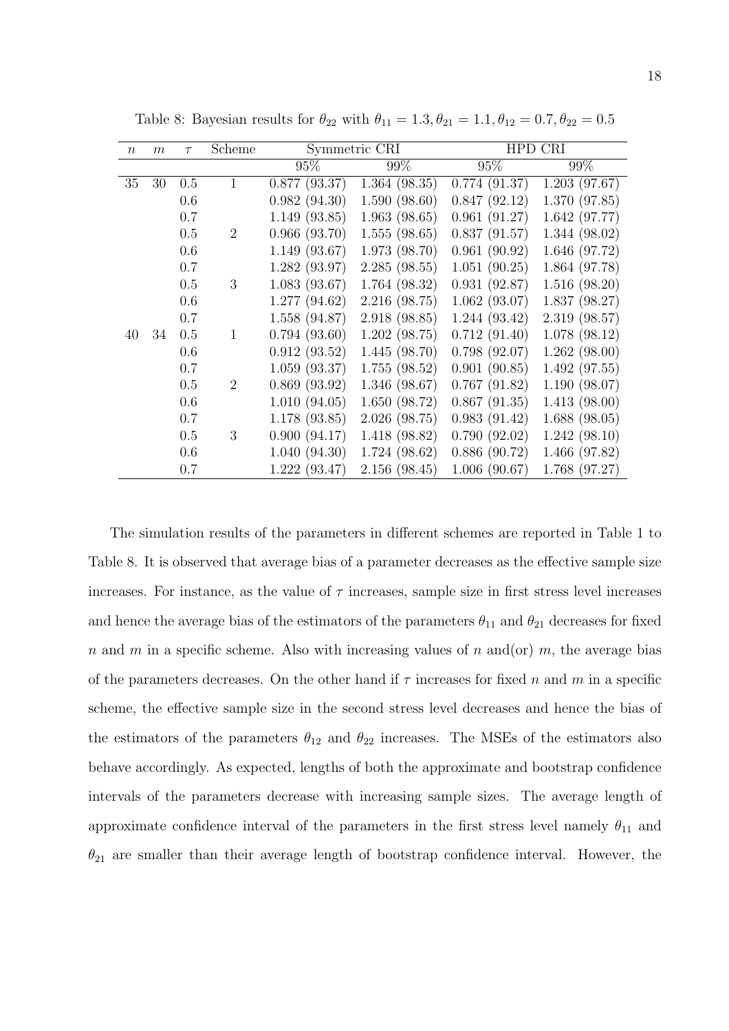Table 8: Bayesian results for $\theta_{22}$ with $\theta_{11} = 1.3, \theta_{21} = 1.1, \theta_{12} = 0.7, \theta_{22} = 0.5$

| $n$ | $m$ | $\tau$ | Scheme | Symmetric CRI | | HPD CRI | |
|---|---|---|---|---|---|---|---|
| | | | | 95% | 99% | 95% | 99% |
| 35 | 30 | 0.5 | 1 | 0.877 (93.37) | 1.364 (98.35) | 0.774 (91.37) | 1.203 (97.67) |
| | | 0.6 | | 0.982 (94.30) | 1.590 (98.60) | 0.847 (92.12) | 1.370 (97.85) |
| | | 0.7 | | 1.149 (93.85) | 1.963 (98.65) | 0.961 (91.27) | 1.642 (97.77) |
| | | 0.5 | 2 | 0.966 (93.70) | 1.555 (98.65) | 0.837 (91.57) | 1.344 (98.02) |
| | | 0.6 | | 1.149 (93.67) | 1.973 (98.70) | 0.961 (90.92) | 1.646 (97.72) |
| | | 0.7 | | 1.282 (93.97) | 2.285 (98.55) | 1.051 (90.25) | 1.864 (97.78) |
| | | 0.5 | 3 | 1.083 (93.67) | 1.764 (98.32) | 0.931 (92.87) | 1.516 (98.20) |
| | | 0.6 | | 1.277 (94.62) | 2.216 (98.75) | 1.062 (93.07) | 1.837 (98.27) |
| | | 0.7 | | 1.558 (94.87) | 2.918 (98.85) | 1.244 (93.42) | 2.319 (98.57) |
| 40 | 34 | 0.5 | 1 | 0.794 (93.60) | 1.202 (98.75) | 0.712 (91.40) | 1.078 (98.12) |
| | | 0.6 | | 0.912 (93.52) | 1.445 (98.70) | 0.798 (92.07) | 1.262 (98.00) |
| | | 0.7 | | 1.059 (93.37) | 1.755 (98.52) | 0.901 (90.85) | 1.492 (97.55) |
| | | 0.5 | 2 | 0.869 (93.92) | 1.346 (98.67) | 0.767 (91.82) | 1.190 (98.07) |
| | | 0.6 | | 1.010 (94.05) | 1.650 (98.72) | 0.867 (91.35) | 1.413 (98.00) |
| | | 0.7 | | 1.178 (93.85) | 2.026 (98.75) | 0.983 (91.42) | 1.688 (98.05) |
| | | 0.5 | 3 | 0.900 (94.17) | 1.418 (98.82) | 0.790 (92.02) | 1.242 (98.10) |
| | | 0.6 | | 1.040 (94.30) | 1.724 (98.62) | 0.886 (90.72) | 1.466 (97.82) |
| | | 0.7 | | 1.222 (93.47) | 2.156 (98.45) | 1.006 (90.67) | 1.768 (97.27) |

The simulation results of the parameters in different schemes are reported in Table 1 to Table 8. It is observed that average bias of a parameter decreases as the effective sample size increases. For instance, as the value of $\tau$ increases, sample size in first stress level increases and hence the average bias of the estimators of the parameters $\theta_{11}$ and $\theta_{21}$ decreases for fixed $n$ and $m$ in a specific scheme. Also with increasing values of $n$ and(or) $m$, the average bias of the parameters decreases. On the other hand if $\tau$ increases for fixed $n$ and $m$ in a specific scheme, the effective sample size in the second stress level decreases and hence the bias of the estimators of the parameters $\theta_{12}$ and $\theta_{22}$ increases. The MSEs of the estimators also behave accordingly. As expected, lengths of both the approximate and bootstrap confidence intervals of the parameters decrease with increasing sample sizes. The average length of approximate confidence interval of the parameters in the first stress level namely $\theta_{11}$ and $\theta_{21}$ are smaller than their average length of bootstrap confidence interval. However, the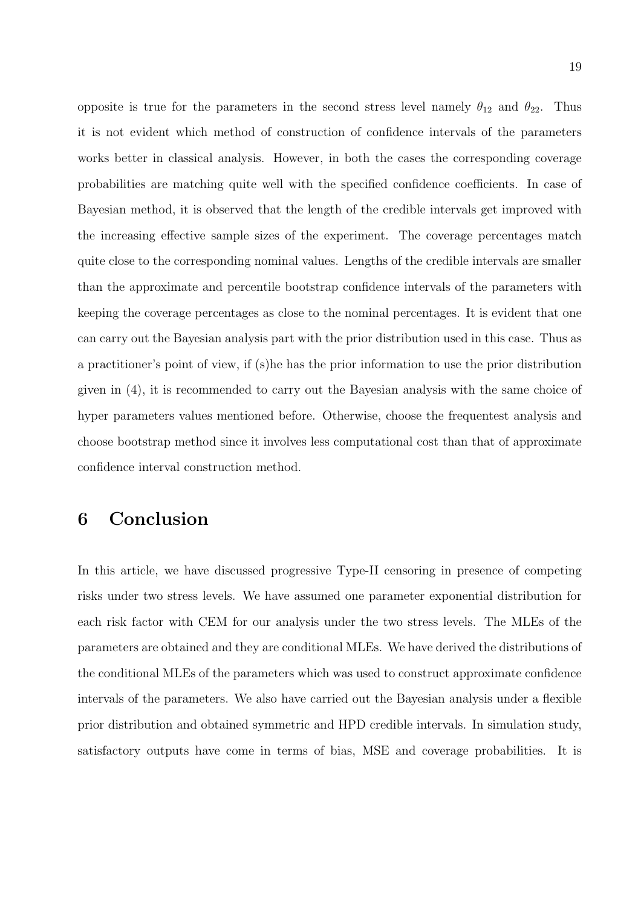opposite is true for the parameters in the second stress level namely $\theta_{12}$ and $\theta_{22}$. Thus it is not evident which method of construction of confidence intervals of the parameters works better in classical analysis. However, in both the cases the corresponding coverage probabilities are matching quite well with the specified confidence coefficients. In case of Bayesian method, it is observed that the length of the credible intervals get improved with the increasing effective sample sizes of the experiment. The coverage percentages match quite close to the corresponding nominal values. Lengths of the credible intervals are smaller than the approximate and percentile bootstrap confidence intervals of the parameters with keeping the coverage percentages as close to the nominal percentages. It is evident that one can carry out the Bayesian analysis part with the prior distribution used in this case. Thus as a practitioner's point of view, if (s)he has the prior information to use the prior distribution given in (4), it is recommended to carry out the Bayesian analysis with the same choice of hyper parameters values mentioned before. Otherwise, choose the frequentest analysis and choose bootstrap method since it involves less computational cost than that of approximate confidence interval construction method.

# 6 Conclusion

In this article, we have discussed progressive Type-II censoring in presence of competing risks under two stress levels. We have assumed one parameter exponential distribution for each risk factor with CEM for our analysis under the two stress levels. The MLEs of the parameters are obtained and they are conditional MLEs. We have derived the distributions of the conditional MLEs of the parameters which was used to construct approximate confidence intervals of the parameters. We also have carried out the Bayesian analysis under a flexible prior distribution and obtained symmetric and HPD credible intervals. In simulation study, satisfactory outputs have come in terms of bias, MSE and coverage probabilities. It is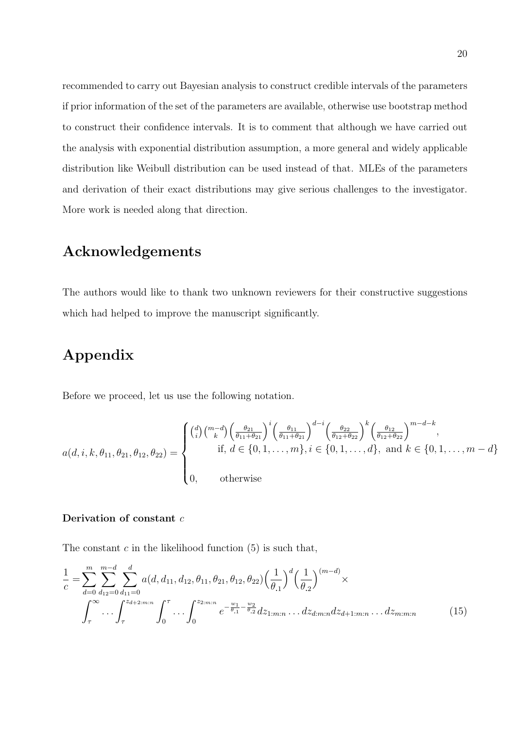recommended to carry out Bayesian analysis to construct credible intervals of the parameters if prior information of the set of the parameters are available, otherwise use bootstrap method to construct their confidence intervals. It is to comment that although we have carried out the analysis with exponential distribution assumption, a more general and widely applicable distribution like Weibull distribution can be used instead of that. MLEs of the parameters and derivation of their exact distributions may give serious challenges to the investigator. More work is needed along that direction.

# Acknowledgements

The authors would like to thank two unknown reviewers for their constructive suggestions which had helped to improve the manuscript significantly.

# Appendix

Before we proceed, let us use the following notation.

$$a(d,i,k,\theta_{11},\theta_{21},\theta_{12},\theta_{22}) = \begin{cases} \binom{d}{i}\binom{m-d}{k}\left(\frac{\theta_{21}}{\theta_{11}+\theta_{21}}\right)^{i}\left(\frac{\theta_{11}}{\theta_{11}+\theta_{21}}\right)^{d-i}\left(\frac{\theta_{22}}{\theta_{12}+\theta_{22}}\right)^{k}\left(\frac{\theta_{12}}{\theta_{12}+\theta_{22}}\right)^{m-d-k}, \\ \qquad \text{if, } d \in \{0,1,\ldots,m\}, i \in \{0,1,\ldots,d\}, \text{ and } k \in \{0,1,\ldots,m-d\} \\ 0, \qquad \text{otherwise} \end{cases}$$

**Derivation of constant $c$**

The constant $c$ in the likelihood function (5) is such that,

$$\frac{1}{c} = \sum_{d=0}^{m}\sum_{d_{12}=0}^{m-d}\sum_{d_{11}=0}^{d} a(d,d_{11},d_{12},\theta_{11},\theta_{21},\theta_{12},\theta_{22})\Big(\frac{1}{\theta_{.1}}\Big)^{d}\Big(\frac{1}{\theta_{.2}}\Big)^{(m-d)}\times$$
$$\int_{\tau}^{\infty}\ldots\int_{\tau}^{z_{d+2:m:n}}\int_{0}^{\tau}\ldots\int_{0}^{z_{2:m:n}} e^{-\frac{w_1}{\theta_{.1}}-\frac{w_2}{\theta_{.2}}}dz_{1:m:n}\ldots dz_{d:m:n}dz_{d+1:m:n}\ldots dz_{m:m:n} \qquad (15)$$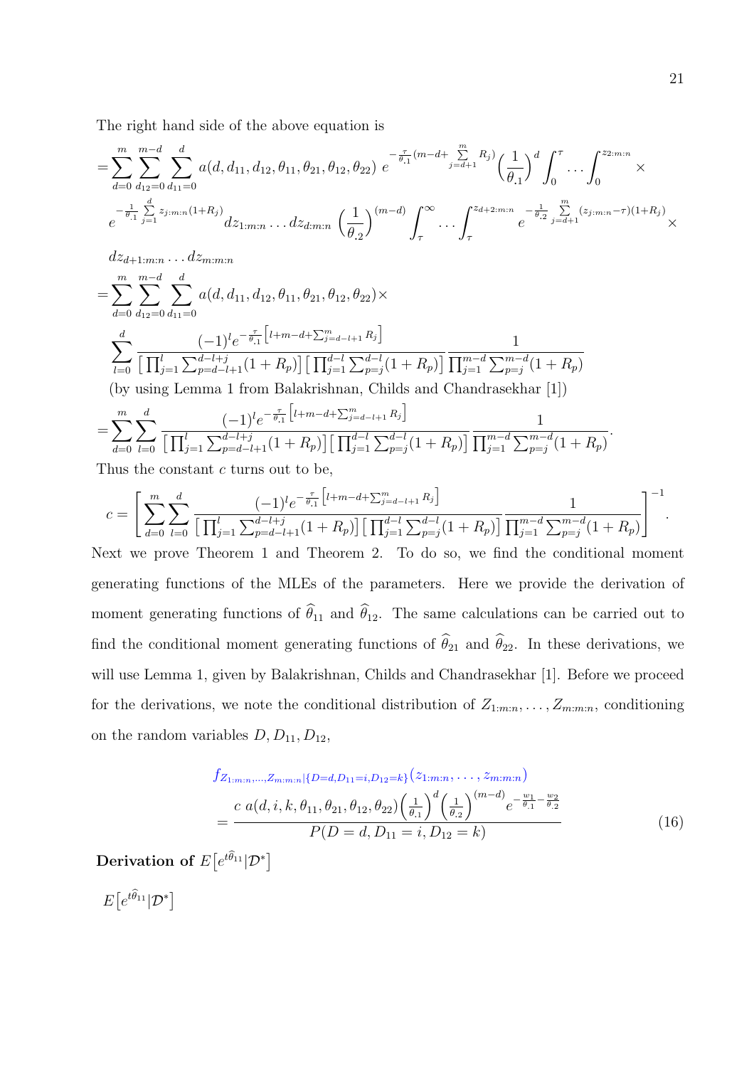The right hand side of the above equation is

$$
\begin{aligned}
&= \sum_{d=0}^{m} \sum_{d_{12}=0}^{m-d} \sum_{d_{11}=0}^{d} a(d, d_{11}, d_{12}, \theta_{11}, \theta_{21}, \theta_{12}, \theta_{22})\ e^{-\frac{\tau}{\theta_{.1}}(m-d+\sum\limits_{j=d+1}^{m} R_j)} \Big(\frac{1}{\theta_{.1}}\Big)^{d} \int_0^{\tau} \dots \int_0^{z_{2:m:n}} \times \\
&\quad e^{-\frac{1}{\theta_{.1}} \sum\limits_{j=1}^{d} z_{j:m:n}(1+R_j)} dz_{1:m:n} \dots dz_{d:m:n} \Big(\frac{1}{\theta_{.2}}\Big)^{(m-d)} \int_{\tau}^{\infty} \dots \int_{\tau}^{z_{d+2:m:n}} e^{-\frac{1}{\theta_{.2}} \sum\limits_{j=d+1}^{m} (z_{j:m:n}-\tau)(1+R_j)} \times \\
&\quad dz_{d+1:m:n} \dots dz_{m:m:n} \\
&= \sum_{d=0}^{m} \sum_{d_{12}=0}^{m-d} \sum_{d_{11}=0}^{d} a(d, d_{11}, d_{12}, \theta_{11}, \theta_{21}, \theta_{12}, \theta_{22}) \times \\
&\quad \sum_{l=0}^{d} \frac{(-1)^l e^{-\frac{\tau}{\theta_{.1}}\left[l+m-d+\sum_{j=d-l+1}^{m} R_j\right]}}{\left[\prod_{j=1}^{l} \sum_{p=d-l+1}^{d-l+j} (1+R_p)\right]\left[\prod_{j=1}^{d-l} \sum_{p=j}^{d-l}(1+R_p)\right]} \frac{1}{\prod_{j=1}^{m-d} \sum_{p=j}^{m-d}(1+R_p)}
\end{aligned}
$$

(by using Lemma 1 from Balakrishnan, Childs and Chandrasekhar [1])

$$
= \sum_{d=0}^{m} \sum_{l=0}^{d} \frac{(-1)^l e^{-\frac{\tau}{\theta_{.1}}\left[l+m-d+\sum_{j=d-l+1}^{m} R_j\right]}}{\left[\prod_{j=1}^{l} \sum_{p=d-l+1}^{d-l+j} (1+R_p)\right]\left[\prod_{j=1}^{d-l} \sum_{p=j}^{d-l}(1+R_p)\right]} \frac{1}{\prod_{j=1}^{m-d} \sum_{p=j}^{m-d}(1+R_p)}.
$$

Thus the constant $c$ turns out to be,

$$
c = \left[ \sum_{d=0}^{m} \sum_{l=0}^{d} \frac{(-1)^l e^{-\frac{\tau}{\theta_{.1}}\left[l+m-d+\sum_{j=d-l+1}^{m} R_j\right]}}{\left[\prod_{j=1}^{l} \sum_{p=d-l+1}^{d-l+j} (1+R_p)\right]\left[\prod_{j=1}^{d-l} \sum_{p=j}^{d-l}(1+R_p)\right]} \frac{1}{\prod_{j=1}^{m-d} \sum_{p=j}^{m-d}(1+R_p)} \right]^{-1}.
$$

Next we prove Theorem 1 and Theorem 2. To do so, we find the conditional moment generating functions of the MLEs of the parameters. Here we provide the derivation of moment generating functions of $\widehat{\theta}_{11}$ and $\widehat{\theta}_{12}$. The same calculations can be carried out to find the conditional moment generating functions of $\widehat{\theta}_{21}$ and $\widehat{\theta}_{22}$. In these derivations, we will use Lemma 1, given by Balakrishnan, Childs and Chandrasekhar [1]. Before we proceed for the derivations, we note the conditional distribution of $Z_{1:m:n}, \dots, Z_{m:m:n}$, conditioning on the random variables $D, D_{11}, D_{12}$,

$$
\begin{aligned}
& f_{Z_{1:m:n},\dots,Z_{m:m:n}|\{D=d, D_{11}=i, D_{12}=k\}}(z_{1:m:n}, \dots, z_{m:m:n}) \\
&= \frac{c\ a(d, i, k, \theta_{11}, \theta_{21}, \theta_{12}, \theta_{22}) \Big(\frac{1}{\theta_{.1}}\Big)^{d} \Big(\frac{1}{\theta_{.2}}\Big)^{(m-d)} e^{-\frac{w_1}{\theta_{.1}} - \frac{w_2}{\theta_{.2}}}}{P(D=d, D_{11}=i, D_{12}=k)} \qquad (16)
\end{aligned}
$$

**Derivation of** $E\big[e^{t\widehat{\theta}_{11}}|\mathcal{D}^*\big]$

$E\big[e^{t\widehat{\theta}_{11}}|\mathcal{D}^*\big]$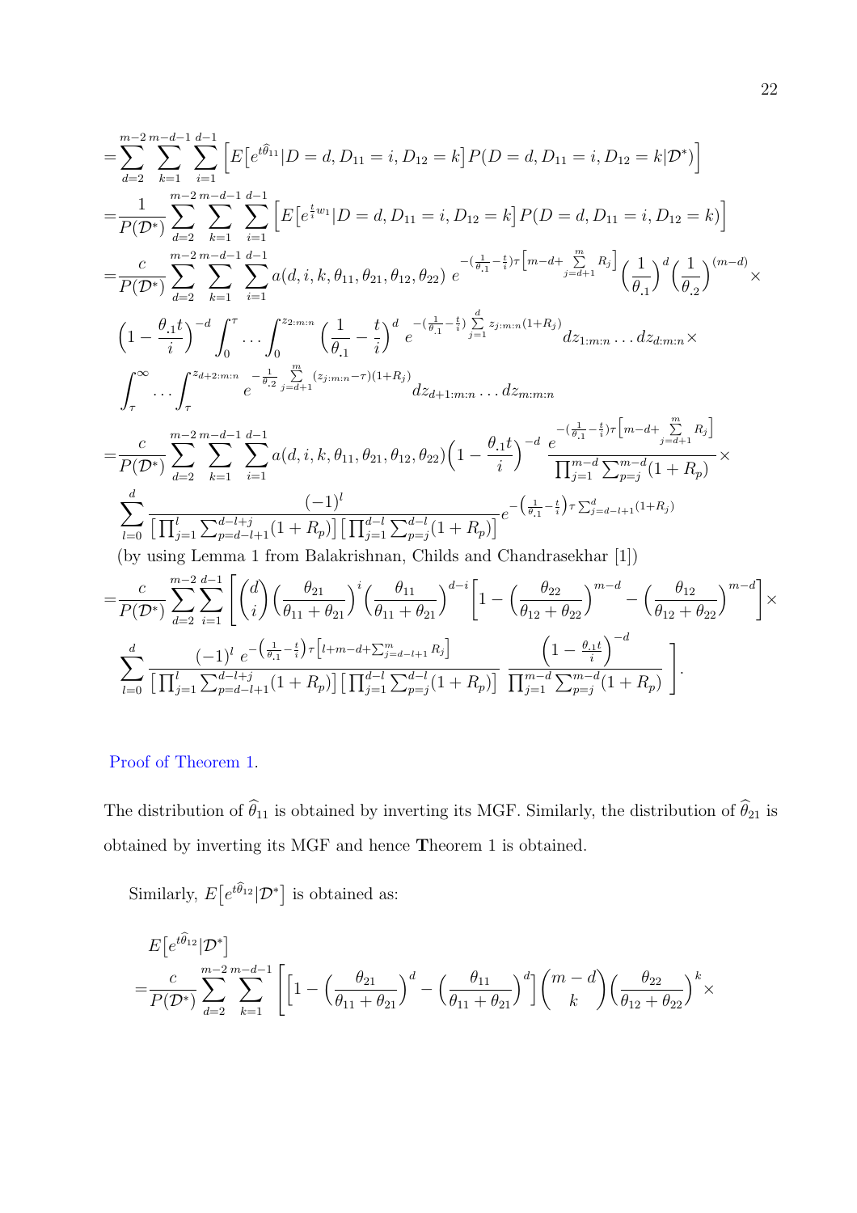$$
\begin{aligned}
=&\sum_{d=2}^{m-2}\sum_{k=1}^{m-d-1}\sum_{i=1}^{d-1}\Big[E\big[e^{t\widehat{\theta}_{11}}|D=d,D_{11}=i,D_{12}=k\big]P(D=d,D_{11}=i,D_{12}=k|\mathcal{D}^*)\Big]\\
=&\frac{1}{P(\mathcal{D}^*)}\sum_{d=2}^{m-2}\sum_{k=1}^{m-d-1}\sum_{i=1}^{d-1}\Big[E\big[e^{\frac{t}{i}w_1}|D=d,D_{11}=i,D_{12}=k\big]P(D=d,D_{11}=i,D_{12}=k)\Big]\\
=&\frac{c}{P(\mathcal{D}^*)}\sum_{d=2}^{m-2}\sum_{k=1}^{m-d-1}\sum_{i=1}^{d-1}a(d,i,k,\theta_{11},\theta_{21},\theta_{12},\theta_{22})\,e^{-(\frac{1}{\theta_{.1}}-\frac{t}{i})\tau\Big[m-d+\sum\limits_{j=d+1}^{m}R_j\Big]}\Big(\frac{1}{\theta_{.1}}\Big)^d\Big(\frac{1}{\theta_{.2}}\Big)^{(m-d)}\times\\
&\Big(1-\frac{\theta_{.1}t}{i}\Big)^{-d}\int_0^{\tau}\cdots\int_0^{z_{2:m:n}}\Big(\frac{1}{\theta_{.1}}-\frac{t}{i}\Big)^d\,e^{-(\frac{1}{\theta_{.1}}-\frac{t}{i})\sum\limits_{j=1}^{d}z_{j:m:n}(1+R_j)}dz_{1:m:n}\ldots dz_{d:m:n}\times\\
&\int_{\tau}^{\infty}\cdots\int_{\tau}^{z_{d+2:m:n}}e^{-\frac{1}{\theta_{.2}}\sum\limits_{j=d+1}^{m}(z_{j:m:n}-\tau)(1+R_j)}dz_{d+1:m:n}\ldots dz_{m:m:n}\\
=&\frac{c}{P(\mathcal{D}^*)}\sum_{d=2}^{m-2}\sum_{k=1}^{m-d-1}\sum_{i=1}^{d-1}a(d,i,k,\theta_{11},\theta_{21},\theta_{12},\theta_{22})\Big(1-\frac{\theta_{.1}t}{i}\Big)^{-d}\frac{e^{-(\frac{1}{\theta_{.1}}-\frac{t}{i})\tau\Big[m-d+\sum\limits_{j=d+1}^{m}R_j\Big]}}{\prod_{j=1}^{m-d}\sum_{p=j}^{m-d}(1+R_p)}\times\\
&\sum_{l=0}^{d}\frac{(-1)^l}{\big[\prod_{j=1}^{l}\sum_{p=d-l+1}^{d-l+j}(1+R_p)\big]\big[\prod_{j=1}^{d-l}\sum_{p=j}^{d-l}(1+R_p)\big]}e^{-\left(\frac{1}{\theta_{.1}}-\frac{t}{i}\right)\tau\sum_{j=d-l+1}^{d}(1+R_j)}
\end{aligned}
$$

(by using Lemma 1 from Balakrishnan, Childs and Chandrasekhar [1])

$$
\begin{aligned}
=&\frac{c}{P(\mathcal{D}^*)}\sum_{d=2}^{m-2}\sum_{i=1}^{d-1}\Bigg[\binom{d}{i}\Big(\frac{\theta_{21}}{\theta_{11}+\theta_{21}}\Big)^i\Big(\frac{\theta_{11}}{\theta_{11}+\theta_{21}}\Big)^{d-i}\Big[1-\Big(\frac{\theta_{22}}{\theta_{12}+\theta_{22}}\Big)^{m-d}-\Big(\frac{\theta_{12}}{\theta_{12}+\theta_{22}}\Big)^{m-d}\Big]\times\\
&\sum_{l=0}^{d}\frac{(-1)^l\,e^{-\left(\frac{1}{\theta_{.1}}-\frac{t}{i}\right)\tau\left[l+m-d+\sum_{j=d-l+1}^{m}R_j\right]}}{\big[\prod_{j=1}^{l}\sum_{p=d-l+1}^{d-l+j}(1+R_p)\big]\big[\prod_{j=1}^{d-l}\sum_{p=j}^{d-l}(1+R_p)\big]}\,\frac{\Big(1-\frac{\theta_{.1}t}{i}\Big)^{-d}}{\prod_{j=1}^{m-d}\sum_{p=j}^{m-d}(1+R_p)}\Bigg].
\end{aligned}
$$

Proof of Theorem 1.

The distribution of $\widehat{\theta}_{11}$ is obtained by inverting its MGF. Similarly, the distribution of $\widehat{\theta}_{21}$ is obtained by inverting its MGF and hence **T**heorem 1 is obtained.

Similarly, $E\big[e^{t\widehat{\theta}_{12}}|\mathcal{D}^*\big]$ is obtained as:

$$
\begin{aligned}
&E\big[e^{t\widehat{\theta}_{12}}|\mathcal{D}^*\big]\\
=&\frac{c}{P(\mathcal{D}^*)}\sum_{d=2}^{m-2}\sum_{k=1}^{m-d-1}\Bigg[\Big[1-\Big(\frac{\theta_{21}}{\theta_{11}+\theta_{21}}\Big)^d-\Big(\frac{\theta_{11}}{\theta_{11}+\theta_{21}}\Big)^d\Big]\binom{m-d}{k}\Big(\frac{\theta_{22}}{\theta_{12}+\theta_{22}}\Big)^k\times
\end{aligned}
$$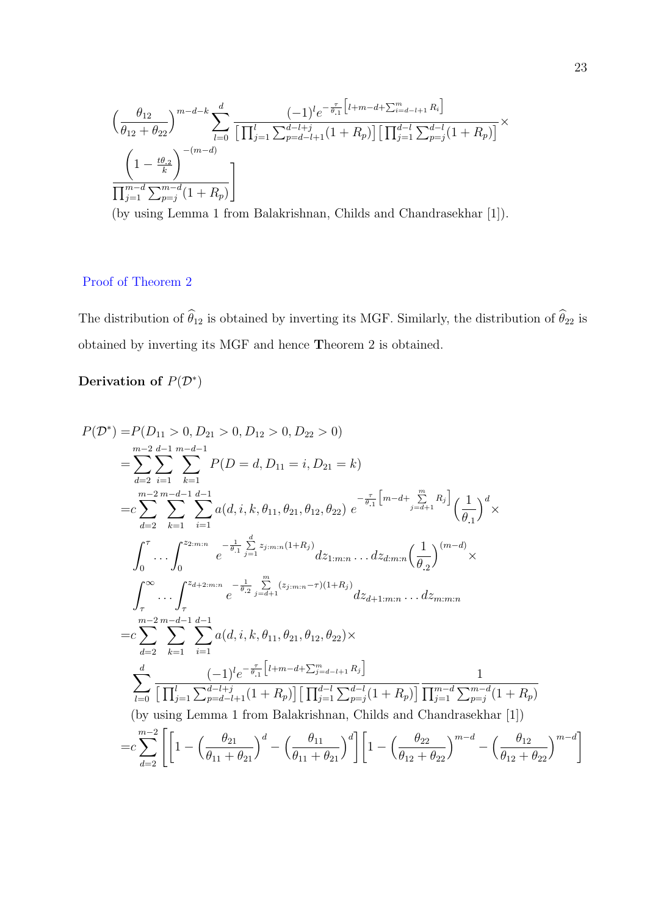$$\left(\frac{\theta_{12}}{\theta_{12}+\theta_{22}}\right)^{m-d-k} \sum_{l=0}^{d} \frac{(-1)^l e^{-\frac{\tau}{\theta_{.1}}\left[l+m-d+\sum_{i=d-l+1}^{m} R_i\right]}}{\left[\prod_{j=1}^{l}\sum_{p=d-l+1}^{d-l+j}(1+R_p)\right]\left[\prod_{j=1}^{d-l}\sum_{p=j}^{d-l}(1+R_p)\right]} \times$$

$$\left. \frac{\left(1-\frac{t\theta_{.2}}{k}\right)^{-(m-d)}}{\prod_{j=1}^{m-d}\sum_{p=j}^{m-d}(1+R_p)} \right]$$

(by using Lemma 1 from Balakrishnan, Childs and Chandrasekhar [1]).

**Proof of Theorem 2**

The distribution of $\widehat{\theta}_{12}$ is obtained by inverting its MGF. Similarly, the distribution of $\widehat{\theta}_{22}$ is obtained by inverting its MGF and hence **T**heorem 2 is obtained.

**Derivation of $P(\mathcal{D}^*)$**

$$\begin{aligned}
P(\mathcal{D}^*) =& P(D_{11}>0, D_{21}>0, D_{12}>0, D_{22}>0) \\
=& \sum_{d=2}^{m-2}\sum_{i=1}^{d-1}\sum_{k=1}^{m-d-1} P(D=d, D_{11}=i, D_{21}=k) \\
=& c\sum_{d=2}^{m-2}\sum_{k=1}^{m-d-1}\sum_{i=1}^{d-1} a(d,i,k,\theta_{11},\theta_{21},\theta_{12},\theta_{22})\, e^{-\frac{\tau}{\theta_{.1}}\left[m-d+\sum\limits_{j=d+1}^{m} R_j\right]} \left(\frac{1}{\theta_{.1}}\right)^d \times \\
& \int_0^{\tau}\cdots\int_0^{z_{2:m:n}} e^{-\frac{1}{\theta_{.1}}\sum\limits_{j=1}^{d} z_{j:m:n}(1+R_j)} dz_{1:m:n}\ldots dz_{d:m:n} \left(\frac{1}{\theta_{.2}}\right)^{(m-d)} \times \\
& \int_{\tau}^{\infty}\cdots\int_{\tau}^{z_{d+2:m:n}} e^{-\frac{1}{\theta_{.2}}\sum\limits_{j=d+1}^{m}(z_{j:m:n}-\tau)(1+R_j)} dz_{d+1:m:n}\ldots dz_{m:m:n} \\
=& c\sum_{d=2}^{m-2}\sum_{k=1}^{m-d-1}\sum_{i=1}^{d-1} a(d,i,k,\theta_{11},\theta_{21},\theta_{12},\theta_{22}) \times \\
& \sum_{l=0}^{d} \frac{(-1)^l e^{-\frac{\tau}{\theta_{.1}}\left[l+m-d+\sum_{j=d-l+1}^{m} R_j\right]}}{\left[\prod_{j=1}^{l}\sum_{p=d-l+1}^{d-l+j}(1+R_p)\right]\left[\prod_{j=1}^{d-l}\sum_{p=j}^{d-l}(1+R_p)\right]} \frac{1}{\prod_{j=1}^{m-d}\sum_{p=j}^{m-d}(1+R_p)} \\
& \text{(by using Lemma 1 from Balakrishnan, Childs and Chandrasekhar [1])} \\
=& c\sum_{d=2}^{m-2}\left[\left[1-\left(\frac{\theta_{21}}{\theta_{11}+\theta_{21}}\right)^d - \left(\frac{\theta_{11}}{\theta_{11}+\theta_{21}}\right)^d\right]\left[1-\left(\frac{\theta_{22}}{\theta_{12}+\theta_{22}}\right)^{m-d} - \left(\frac{\theta_{12}}{\theta_{12}+\theta_{22}}\right)^{m-d}\right]\right.
\end{aligned}$$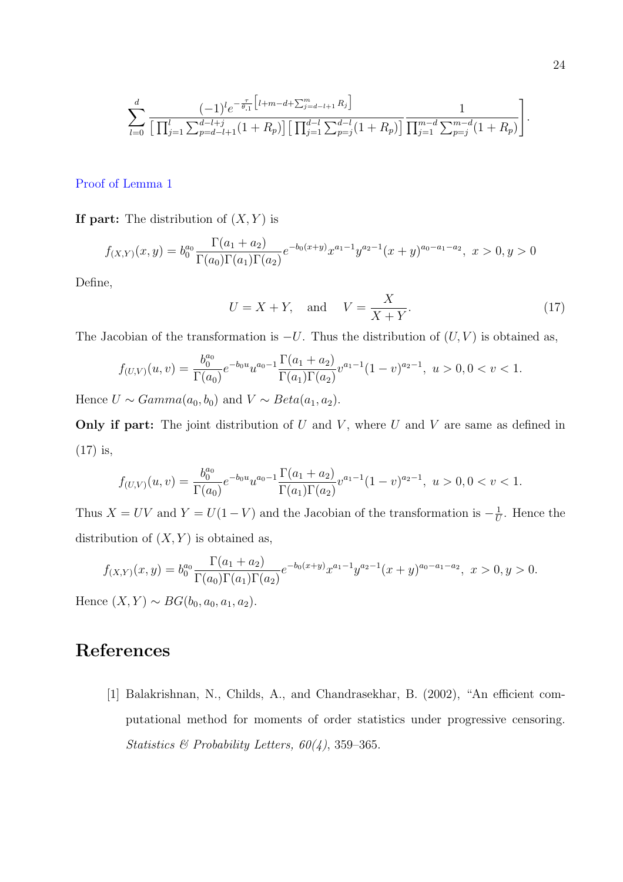$$\sum_{l=0}^{d} \frac{(-1)^l e^{-\frac{\tau}{\theta_{.1}}\left[l+m-d+\sum_{j=d-l+1}^{m} R_j\right]}}{\left[\prod_{j=1}^{l}\sum_{p=d-l+1}^{d-l+j}(1+R_p)\right]\left[\prod_{j=1}^{d-l}\sum_{p=j}^{d-l}(1+R_p)\right]} \frac{1}{\prod_{j=1}^{m-d}\sum_{p=j}^{m-d}(1+R_p)}\Bigg].$$

Proof of Lemma 1

**If part:** The distribution of $(X, Y)$ is

$$f_{(X,Y)}(x, y) = b_0^{a_0} \frac{\Gamma(a_1 + a_2)}{\Gamma(a_0)\Gamma(a_1)\Gamma(a_2)} e^{-b_0(x+y)} x^{a_1-1} y^{a_2-1} (x + y)^{a_0-a_1-a_2}, \; x > 0, y > 0$$

Define,

$$U = X + Y, \quad \text{and} \quad V = \frac{X}{X + Y}. \tag{17}$$

The Jacobian of the transformation is $-U$. Thus the distribution of $(U, V)$ is obtained as,

$$f_{(U,V)}(u, v) = \frac{b_0^{a_0}}{\Gamma(a_0)} e^{-b_0 u} u^{a_0-1} \frac{\Gamma(a_1 + a_2)}{\Gamma(a_1)\Gamma(a_2)} v^{a_1-1} (1 - v)^{a_2-1}, \; u > 0, 0 < v < 1.$$

Hence $U \sim Gamma(a_0, b_0)$ and $V \sim Beta(a_1, a_2)$.

**Only if part:** The joint distribution of $U$ and $V$, where $U$ and $V$ are same as defined in (17) is,

$$f_{(U,V)}(u, v) = \frac{b_0^{a_0}}{\Gamma(a_0)} e^{-b_0 u} u^{a_0-1} \frac{\Gamma(a_1 + a_2)}{\Gamma(a_1)\Gamma(a_2)} v^{a_1-1} (1 - v)^{a_2-1}, \; u > 0, 0 < v < 1.$$

Thus $X = UV$ and $Y = U(1 - V)$ and the Jacobian of the transformation is $-\frac{1}{U}$. Hence the distribution of $(X, Y)$ is obtained as,

$$f_{(X,Y)}(x, y) = b_0^{a_0} \frac{\Gamma(a_1 + a_2)}{\Gamma(a_0)\Gamma(a_1)\Gamma(a_2)} e^{-b_0(x+y)} x^{a_1-1} y^{a_2-1} (x + y)^{a_0-a_1-a_2}, \; x > 0, y > 0.$$

Hence $(X, Y) \sim BG(b_0, a_0, a_1, a_2)$.

# References

[1] Balakrishnan, N., Childs, A., and Chandrasekhar, B. (2002), "An efficient computational method for moments of order statistics under progressive censoring. *Statistics & Probability Letters, 60(4)*, 359–365.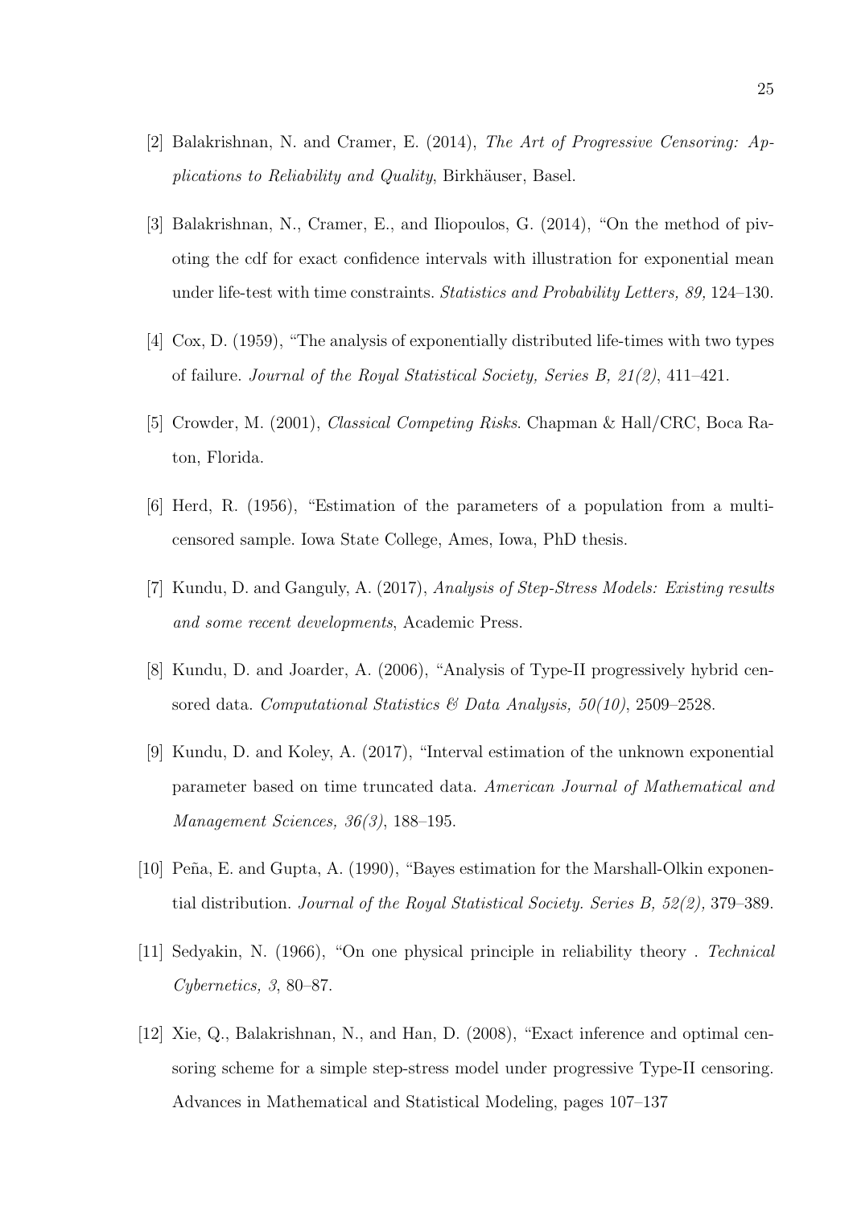[2] Balakrishnan, N. and Cramer, E. (2014), *The Art of Progressive Censoring: Applications to Reliability and Quality*, Birkhäuser, Basel.

[3] Balakrishnan, N., Cramer, E., and Iliopoulos, G. (2014), "On the method of pivoting the cdf for exact confidence intervals with illustration for exponential mean under life-test with time constraints. *Statistics and Probability Letters, 89,* 124–130.

[4] Cox, D. (1959), "The analysis of exponentially distributed life-times with two types of failure. *Journal of the Royal Statistical Society, Series B, 21(2)*, 411–421.

[5] Crowder, M. (2001), *Classical Competing Risks*. Chapman & Hall/CRC, Boca Raton, Florida.

[6] Herd, R. (1956), "Estimation of the parameters of a population from a multi-censored sample. Iowa State College, Ames, Iowa, PhD thesis.

[7] Kundu, D. and Ganguly, A. (2017), *Analysis of Step-Stress Models: Existing results and some recent developments*, Academic Press.

[8] Kundu, D. and Joarder, A. (2006), "Analysis of Type-II progressively hybrid censored data. *Computational Statistics & Data Analysis, 50(10)*, 2509–2528.

[9] Kundu, D. and Koley, A. (2017), "Interval estimation of the unknown exponential parameter based on time truncated data. *American Journal of Mathematical and Management Sciences, 36(3)*, 188–195.

[10] Peña, E. and Gupta, A. (1990), "Bayes estimation for the Marshall-Olkin exponential distribution. *Journal of the Royal Statistical Society. Series B, 52(2),* 379–389.

[11] Sedyakin, N. (1966), "On one physical principle in reliability theory . *Technical Cybernetics, 3*, 80–87.

[12] Xie, Q., Balakrishnan, N., and Han, D. (2008), "Exact inference and optimal censoring scheme for a simple step-stress model under progressive Type-II censoring. Advances in Mathematical and Statistical Modeling, pages 107–137